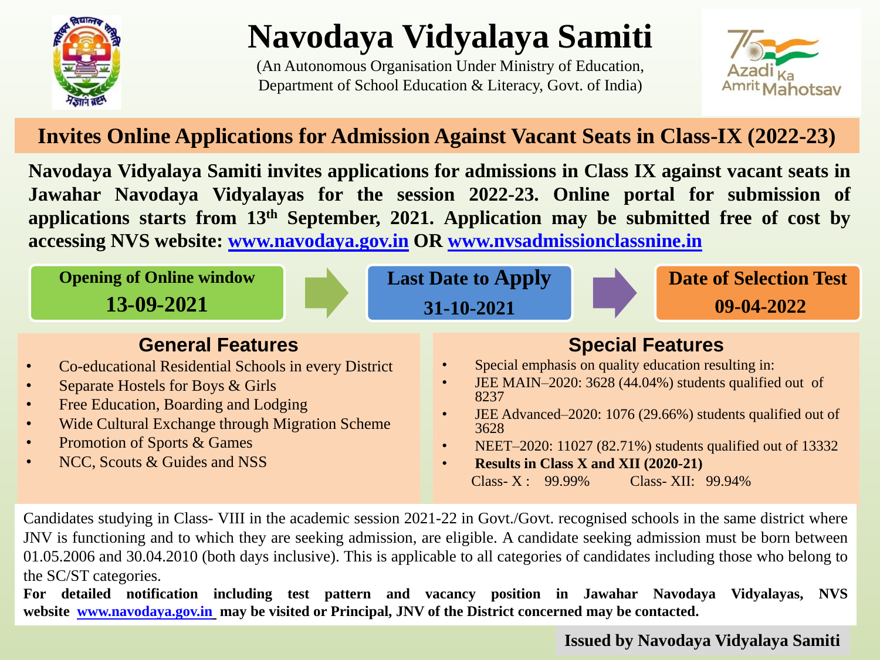# Navodaya Vidyalaya Samiti

(An Autonomous Organisation Under Ministry of Education, Department of School Education & Literacy, Govt. of India)

## Invites Online Applications for Admission Against Vacant Seats in Class-IX (2022-23)

**Navodaya Vidyalaya Samiti invites applications for admissions in Class IX against vacant seats in Jawahar Navodaya Vidyalayas for the session 2022-23. Online portal for submission of applications starts from 13th September, 2021. Application may be submitted free of cost by accessing NVS website: www.navodaya.gov.in OR www.nvsadmissionclassnine.in**

| Opening of Online window | Last Date to Apply | Date of Selection Test |
|---|---|---|
| 13-09-2021 | 31-10-2021 | 09-04-2022 |

### General Features

- Co-educational Residential Schools in every District
- Separate Hostels for Boys & Girls
- Free Education, Boarding and Lodging
- Wide Cultural Exchange through Migration Scheme
- Promotion of Sports & Games
- NCC, Scouts & Guides and NSS

### Special Features

- Special emphasis on quality education resulting in:
- JEE MAIN–2020: 3628 (44.04%) students qualified out of 8237
- JEE Advanced–2020: 1076 (29.66%) students qualified out of 3628
- NEET–2020: 11027 (82.71%) students qualified out of 13332
- **Results in Class X and XII (2020-21)**
  Class- X : 99.99% Class- XII: 99.94%

Candidates studying in Class- VIII in the academic session 2021-22 in Govt./Govt. recognised schools in the same district where JNV is functioning and to which they are seeking admission, are eligible. A candidate seeking admission must be born between 01.05.2006 and 30.04.2010 (both days inclusive). This is applicable to all categories of candidates including those who belong to the SC/ST categories.

**For detailed notification including test pattern and vacancy position in Jawahar Navodaya Vidyalayas, NVS website www.navodaya.gov.in may be visited or Principal, JNV of the District concerned may be contacted.**

**Issued by Navodaya Vidyalaya Samiti**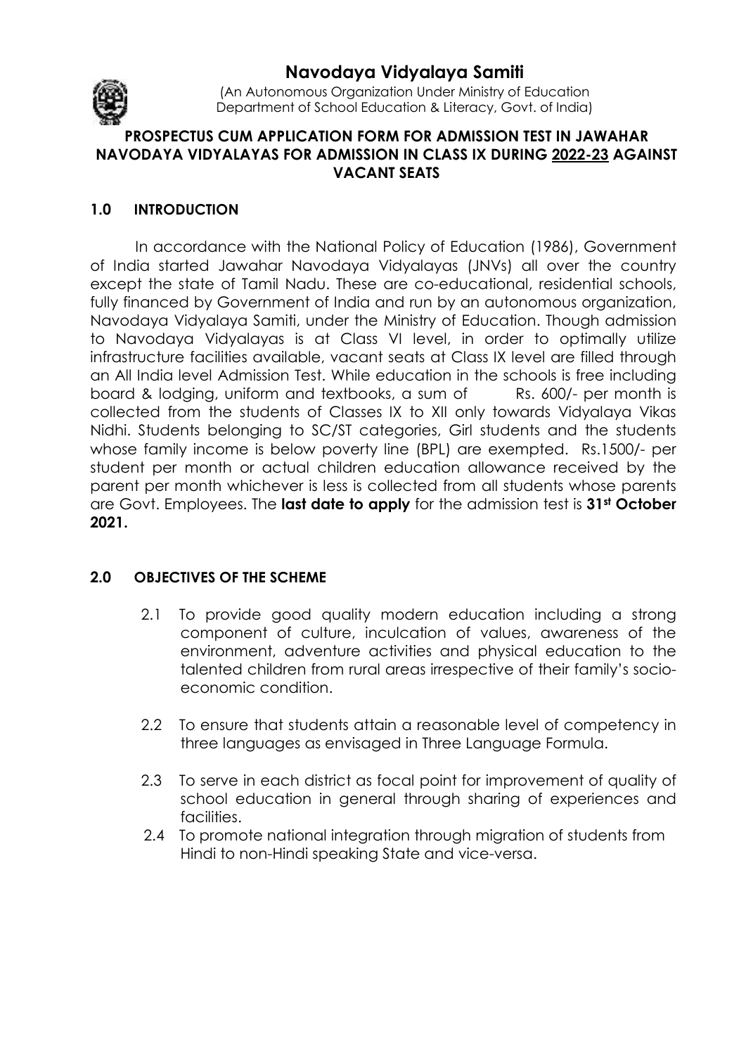# Navodaya Vidyalaya Samiti

(An Autonomous Organization Under Ministry of Education
Department of School Education & Literacy, Govt. of India)

**PROSPECTUS CUM APPLICATION FORM FOR ADMISSION TEST IN JAWAHAR NAVODAYA VIDYALAYAS FOR ADMISSION IN CLASS IX DURING 2022-23 AGAINST VACANT SEATS**

## 1.0 INTRODUCTION

In accordance with the National Policy of Education (1986), Government of India started Jawahar Navodaya Vidyalayas (JNVs) all over the country except the state of Tamil Nadu. These are co-educational, residential schools, fully financed by Government of India and run by an autonomous organization, Navodaya Vidyalaya Samiti, under the Ministry of Education. Though admission to Navodaya Vidyalayas is at Class VI level, in order to optimally utilize infrastructure facilities available, vacant seats at Class IX level are filled through an All India level Admission Test. While education in the schools is free including board & lodging, uniform and textbooks, a sum of Rs. 600/- per month is collected from the students of Classes IX to XII only towards Vidyalaya Vikas Nidhi. Students belonging to SC/ST categories, Girl students and the students whose family income is below poverty line (BPL) are exempted. Rs.1500/- per student per month or actual children education allowance received by the parent per month whichever is less is collected from all students whose parents are Govt. Employees. The **last date to apply** for the admission test is **31st October 2021.**

## 2.0 OBJECTIVES OF THE SCHEME

2.1 To provide good quality modern education including a strong component of culture, inculcation of values, awareness of the environment, adventure activities and physical education to the talented children from rural areas irrespective of their family's socio-economic condition.

2.2 To ensure that students attain a reasonable level of competency in three languages as envisaged in Three Language Formula.

2.3 To serve in each district as focal point for improvement of quality of school education in general through sharing of experiences and facilities.

2.4 To promote national integration through migration of students from Hindi to non-Hindi speaking State and vice-versa.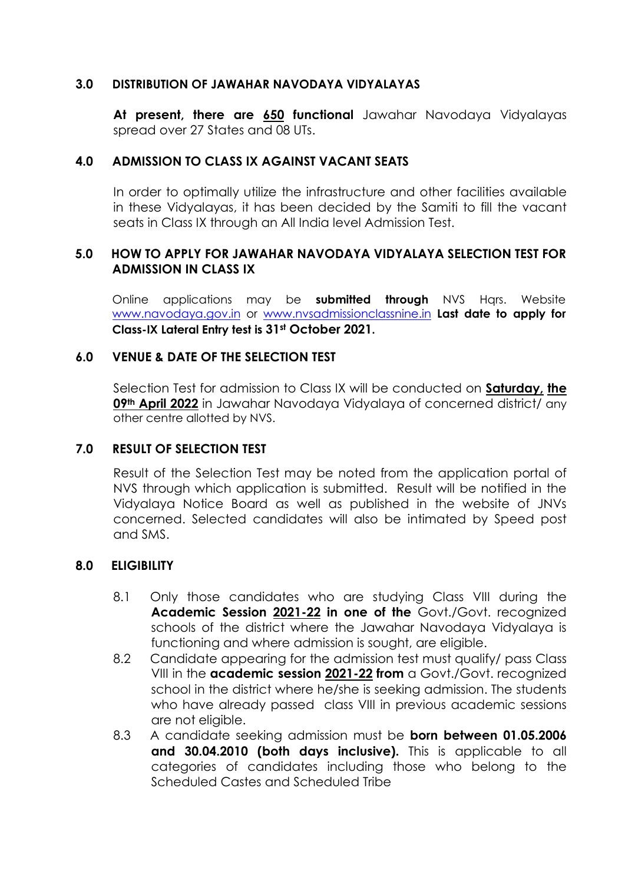## 3.0 DISTRIBUTION OF JAWAHAR NAVODAYA VIDYALAYAS

**At present, there are 650 functional** Jawahar Navodaya Vidyalayas spread over 27 States and 08 UTs.

## 4.0 ADMISSION TO CLASS IX AGAINST VACANT SEATS

In order to optimally utilize the infrastructure and other facilities available in these Vidyalayas, it has been decided by the Samiti to fill the vacant seats in Class IX through an All India level Admission Test.

## 5.0 HOW TO APPLY FOR JAWAHAR NAVODAYA VIDYALAYA SELECTION TEST FOR ADMISSION IN CLASS IX

Online applications may be **submitted through** NVS Hqrs. Website www.navodaya.gov.in or www.nvsadmissionclassnine.in **Last date to apply for Class-IX Lateral Entry test is 31st October 2021.**

## 6.0 VENUE & DATE OF THE SELECTION TEST

Selection Test for admission to Class IX will be conducted on **Saturday, the 09th April 2022** in Jawahar Navodaya Vidyalaya of concerned district/ any other centre allotted by NVS.

## 7.0 RESULT OF SELECTION TEST

Result of the Selection Test may be noted from the application portal of NVS through which application is submitted. Result will be notified in the Vidyalaya Notice Board as well as published in the website of JNVs concerned. Selected candidates will also be intimated by Speed post and SMS.

## 8.0 ELIGIBILITY

8.1 Only those candidates who are studying Class VIII during the **Academic Session 2021-22 in one of the** Govt./Govt. recognized schools of the district where the Jawahar Navodaya Vidyalaya is functioning and where admission is sought, are eligible.

8.2 Candidate appearing for the admission test must qualify/ pass Class VIII in the **academic session 2021-22 from** a Govt./Govt. recognized school in the district where he/she is seeking admission. The students who have already passed class VIII in previous academic sessions are not eligible.

8.3 A candidate seeking admission must be **born between 01.05.2006 and 30.04.2010 (both days inclusive).** This is applicable to all categories of candidates including those who belong to the Scheduled Castes and Scheduled Tribe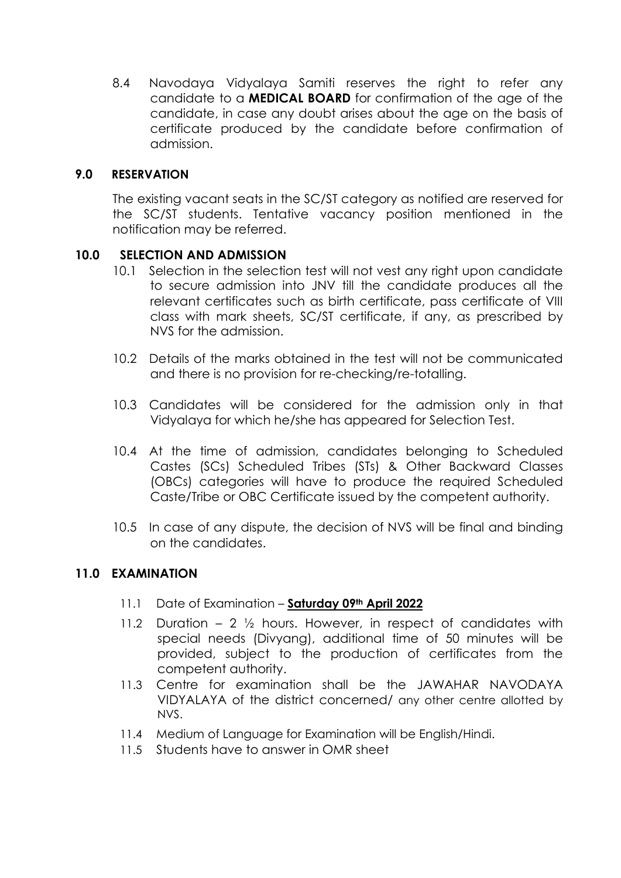8.4 Navodaya Vidyalaya Samiti reserves the right to refer any candidate to a **MEDICAL BOARD** for confirmation of the age of the candidate, in case any doubt arises about the age on the basis of certificate produced by the candidate before confirmation of admission.

## 9.0 RESERVATION

The existing vacant seats in the SC/ST category as notified are reserved for the SC/ST students. Tentative vacancy position mentioned in the notification may be referred.

## 10.0 SELECTION AND ADMISSION

10.1 Selection in the selection test will not vest any right upon candidate to secure admission into JNV till the candidate produces all the relevant certificates such as birth certificate, pass certificate of VIII class with mark sheets, SC/ST certificate, if any, as prescribed by NVS for the admission.

10.2 Details of the marks obtained in the test will not be communicated and there is no provision for re-checking/re-totalling.

10.3 Candidates will be considered for the admission only in that Vidyalaya for which he/she has appeared for Selection Test.

10.4 At the time of admission, candidates belonging to Scheduled Castes (SCs) Scheduled Tribes (STs) & Other Backward Classes (OBCs) categories will have to produce the required Scheduled Caste/Tribe or OBC Certificate issued by the competent authority.

10.5 In case of any dispute, the decision of NVS will be final and binding on the candidates.

## 11.0 EXAMINATION

11.1 Date of Examination – **Saturday 09th April 2022**

11.2 Duration – 2 ½ hours. However, in respect of candidates with special needs (Divyang), additional time of 50 minutes will be provided, subject to the production of certificates from the competent authority.

11.3 Centre for examination shall be the JAWAHAR NAVODAYA VIDYALAYA of the district concerned/ any other centre allotted by NVS.

11.4 Medium of Language for Examination will be English/Hindi.

11.5 Students have to answer in OMR sheet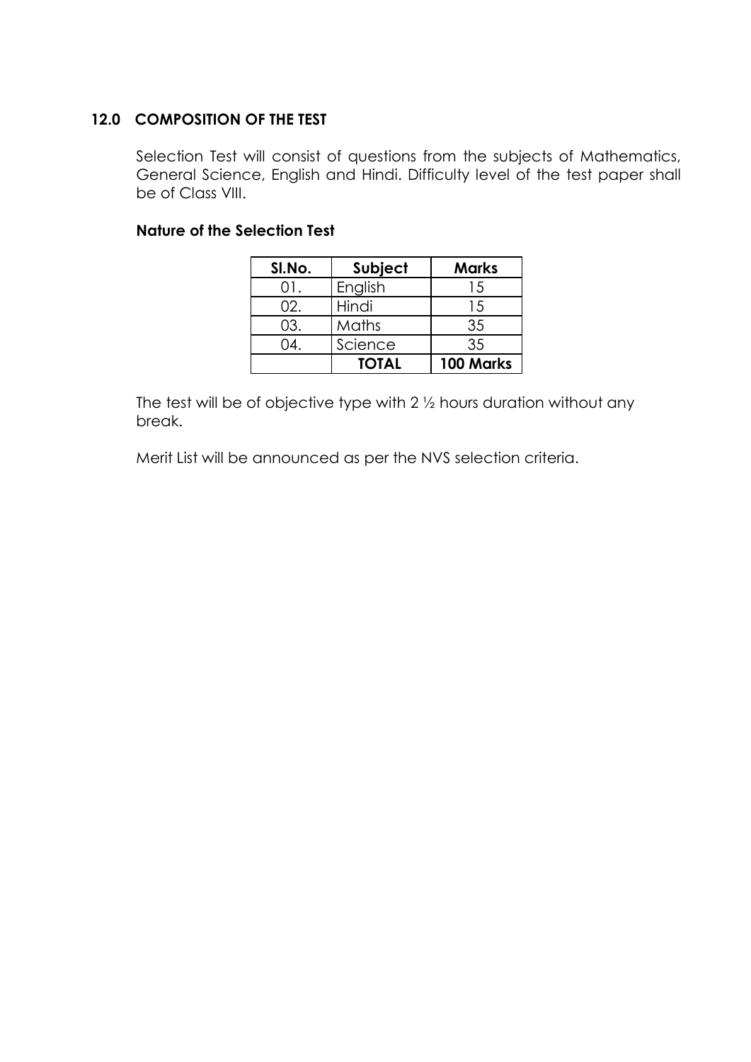## 12.0 COMPOSITION OF THE TEST

Selection Test will consist of questions from the subjects of Mathematics, General Science, English and Hindi. Difficulty level of the test paper shall be of Class VIII.

### Nature of the Selection Test

| Sl.No. | Subject | Marks |
|---|---|---|
| 01. | English | 15 |
| 02. | Hindi | 15 |
| 03. | Maths | 35 |
| 04. | Science | 35 |
| | **TOTAL** | **100 Marks** |

The test will be of objective type with 2 ½ hours duration without any break.

Merit List will be announced as per the NVS selection criteria.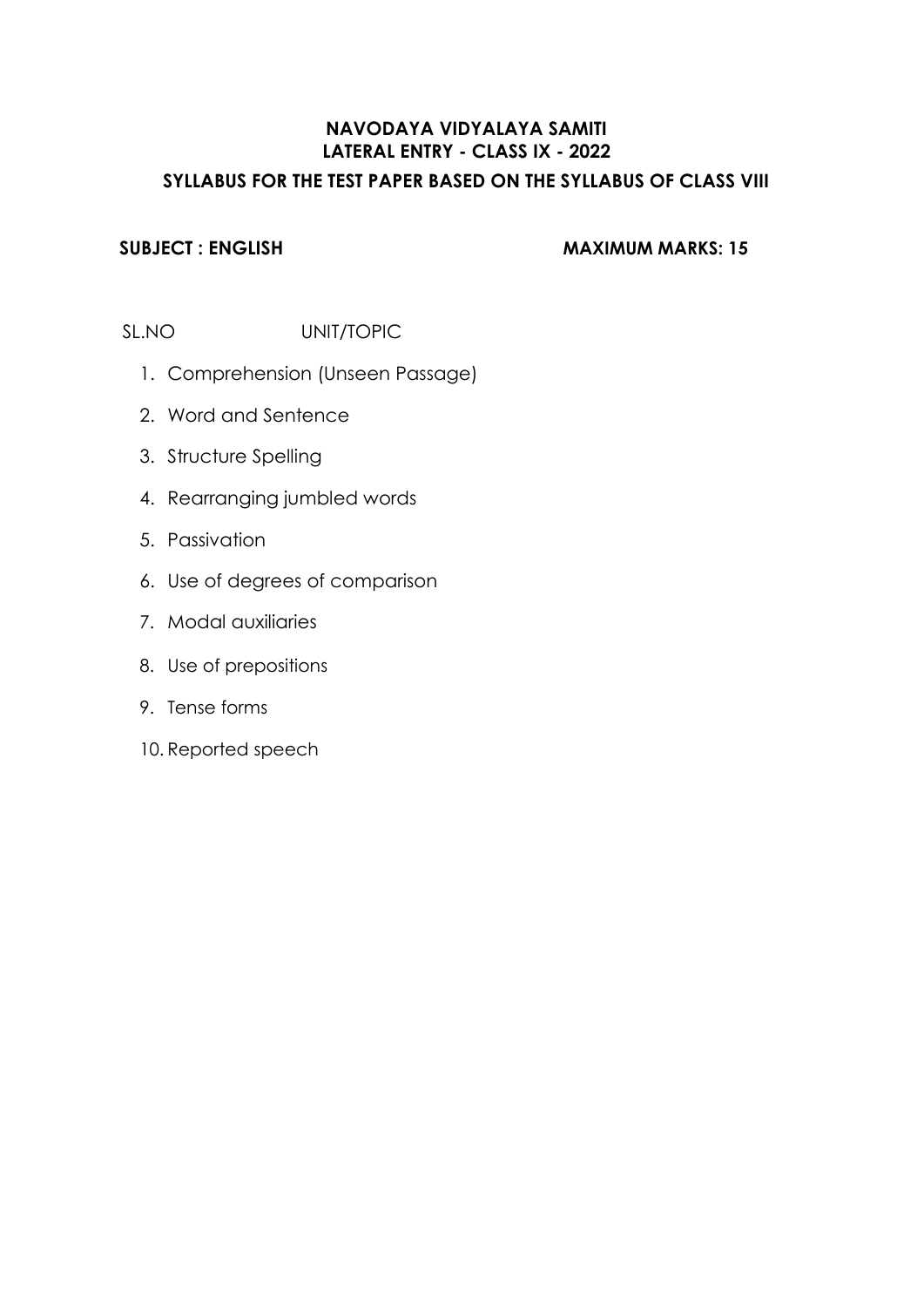**NAVODAYA VIDYALAYA SAMITI**
**LATERAL ENTRY - CLASS IX - 2022**
**SYLLABUS FOR THE TEST PAPER BASED ON THE SYLLABUS OF CLASS VIII**

**SUBJECT : ENGLISH** **MAXIMUM MARKS: 15**

SL.NO UNIT/TOPIC

1. Comprehension (Unseen Passage)
2. Word and Sentence
3. Structure Spelling
4. Rearranging jumbled words
5. Passivation
6. Use of degrees of comparison
7. Modal auxiliaries
8. Use of prepositions
9. Tense forms
10. Reported speech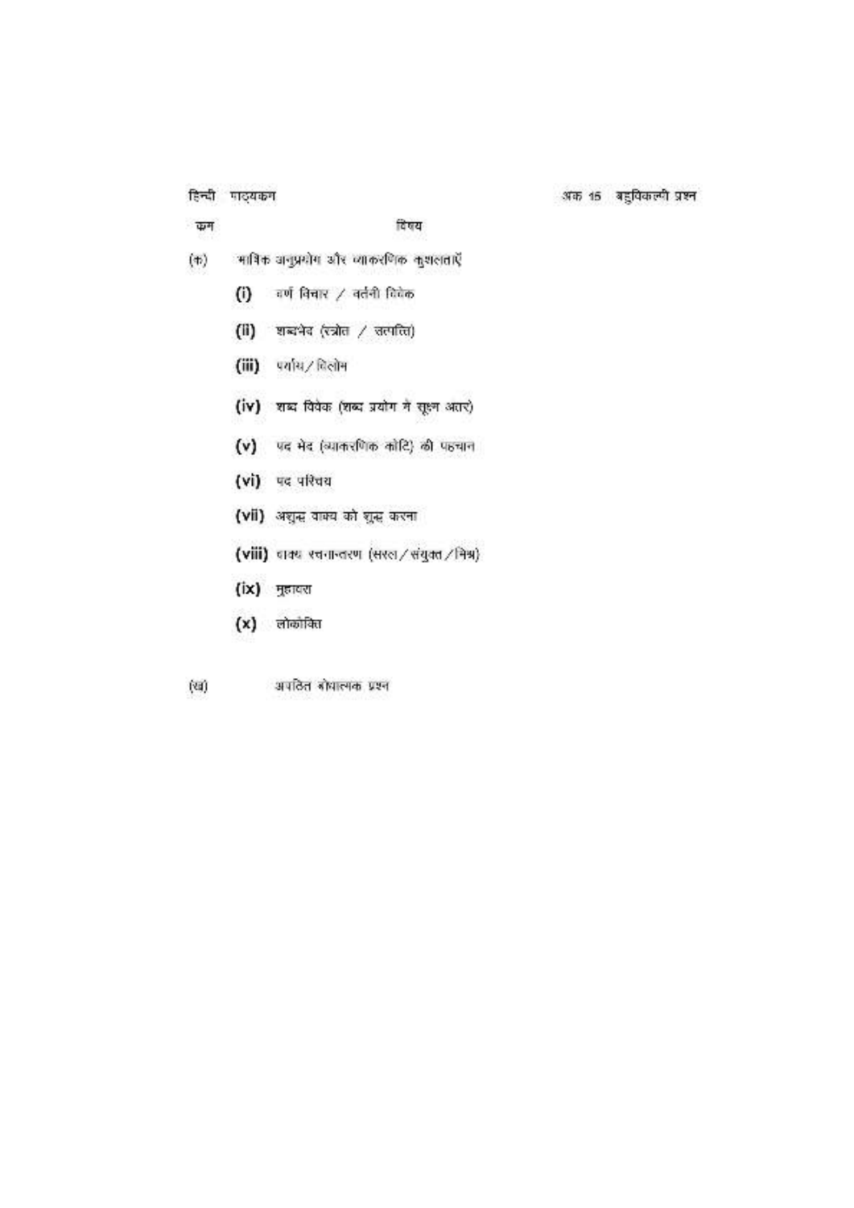हिन्दी पाठ्यक्रम — अंक 15 बहुविकल्पी प्रश्न

| क्रम | विषय |
|---|---|
| (क) | भाषिक अनुप्रयोग और व्याकरणिक कुशलताएँ |
| | (i) वर्ण विचार / वर्तनी विवेक |
| | (ii) शब्दभेद (स्त्रोत / उत्पत्ति) |
| | (iii) पर्याय / विलोम |
| | (iv) शब्द विवेक (शब्द प्रयोग में सूक्ष्म अंतर) |
| | (v) पद भेद (व्याकरणिक कोटि) की पहचान |
| | (vi) पद परिचय |
| | (vii) अशुद्ध वाक्य को शुद्ध करना |
| | (viii) वाक्य रचनान्तरण (सरल / संयुक्त / मिश्र) |
| | (ix) मुहावरा |
| | (x) लोकोक्ति |
| (ख) | अपठित बोधात्मक प्रश्न |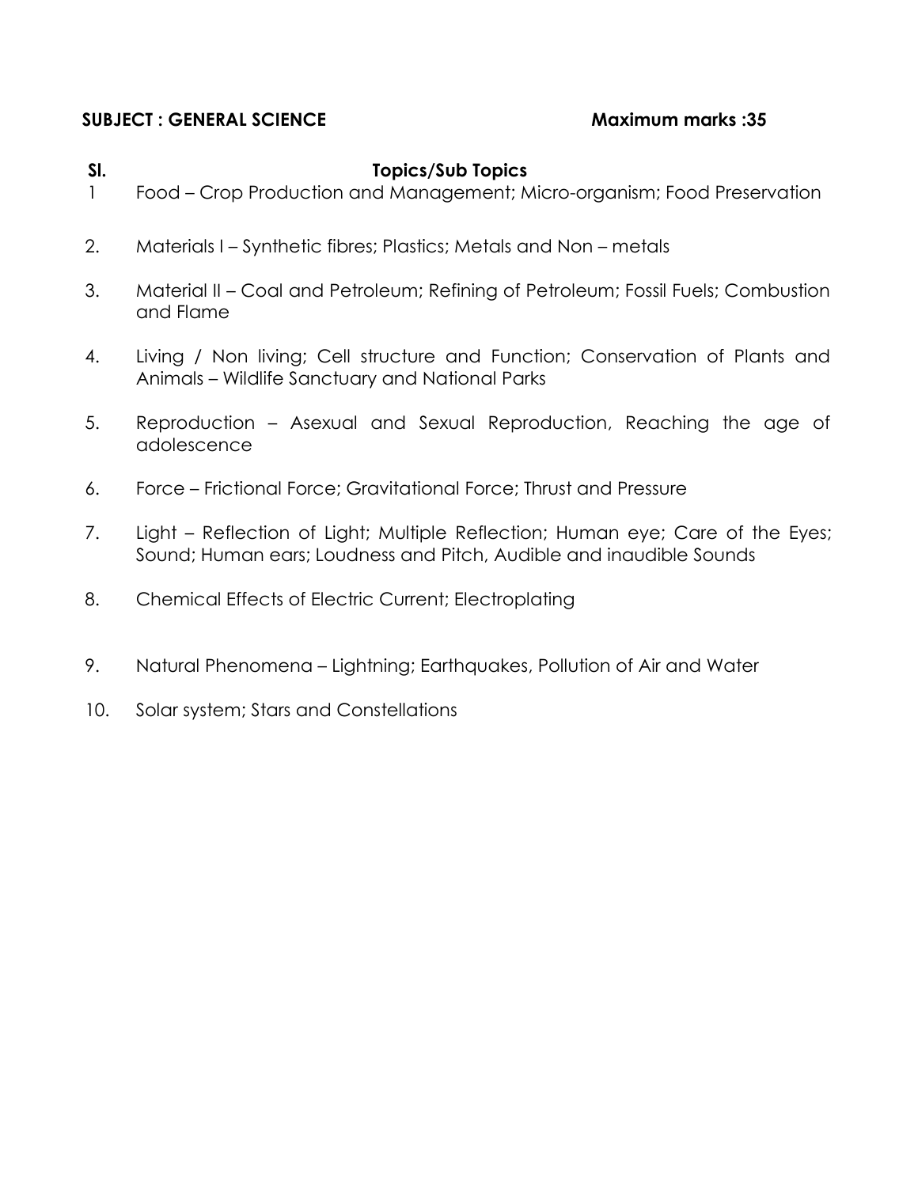**SUBJECT : GENERAL SCIENCE** **Maximum marks :35**

| Sl. | Topics/Sub Topics |
| --- | --- |
| 1 | Food – Crop Production and Management; Micro-organism; Food Preservation |
| 2. | Materials I – Synthetic fibres; Plastics; Metals and Non – metals |
| 3. | Material II – Coal and Petroleum; Refining of Petroleum; Fossil Fuels; Combustion and Flame |
| 4. | Living / Non living; Cell structure and Function; Conservation of Plants and Animals – Wildlife Sanctuary and National Parks |
| 5. | Reproduction – Asexual and Sexual Reproduction, Reaching the age of adolescence |
| 6. | Force – Frictional Force; Gravitational Force; Thrust and Pressure |
| 7. | Light – Reflection of Light; Multiple Reflection; Human eye; Care of the Eyes; Sound; Human ears; Loudness and Pitch, Audible and inaudible Sounds |
| 8. | Chemical Effects of Electric Current; Electroplating |
| 9. | Natural Phenomena – Lightning; Earthquakes, Pollution of Air and Water |
| 10. | Solar system; Stars and Constellations |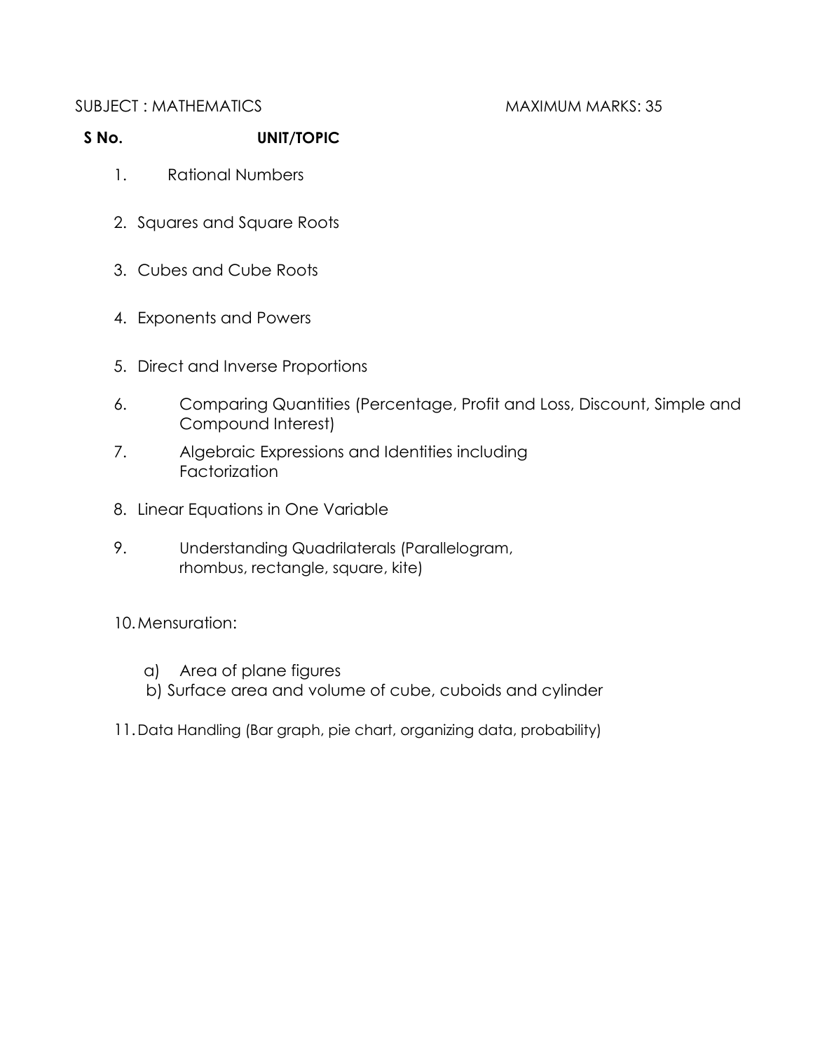SUBJECT : MATHEMATICS MAXIMUM MARKS: 35

**S No. UNIT/TOPIC**

1. Rational Numbers
2. Squares and Square Roots
3. Cubes and Cube Roots
4. Exponents and Powers
5. Direct and Inverse Proportions
6. Comparing Quantities (Percentage, Profit and Loss, Discount, Simple and Compound Interest)
7. Algebraic Expressions and Identities including Factorization
8. Linear Equations in One Variable
9. Understanding Quadrilaterals (Parallelogram, rhombus, rectangle, square, kite)
10. Mensuration:
    - a) Area of plane figures
    - b) Surface area and volume of cube, cuboids and cylinder
11. Data Handling (Bar graph, pie chart, organizing data, probability)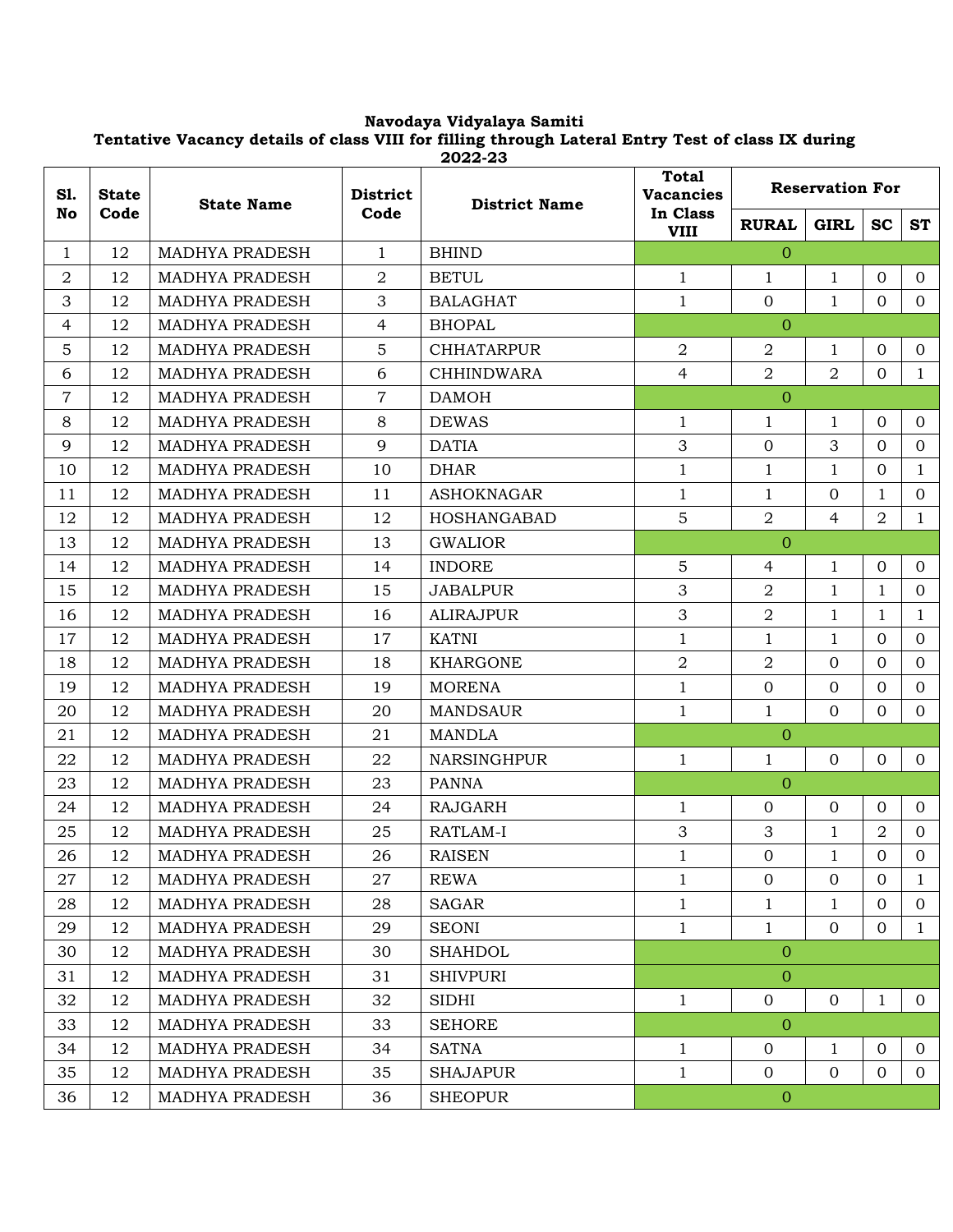**Navodaya Vidyalaya Samiti**

**Tentative Vacancy details of class VIII for filling through Lateral Entry Test of class IX during 2022-23**

| Sl. No | State Code | State Name | District Code | District Name | Total Vacancies In Class VIII | Reservation For | | | |
|---|---|---|---|---|---|---|---|---|---|
| | | | | | | RURAL | GIRL | SC | ST |
| 1 | 12 | MADHYA PRADESH | 1 | BHIND | 0 | | | | |
| 2 | 12 | MADHYA PRADESH | 2 | BETUL | 1 | 1 | 1 | 0 | 0 |
| 3 | 12 | MADHYA PRADESH | 3 | BALAGHAT | 1 | 0 | 1 | 0 | 0 |
| 4 | 12 | MADHYA PRADESH | 4 | BHOPAL | 0 | | | | |
| 5 | 12 | MADHYA PRADESH | 5 | CHHATARPUR | 2 | 2 | 1 | 0 | 0 |
| 6 | 12 | MADHYA PRADESH | 6 | CHHINDWARA | 4 | 2 | 2 | 0 | 1 |
| 7 | 12 | MADHYA PRADESH | 7 | DAMOH | 0 | | | | |
| 8 | 12 | MADHYA PRADESH | 8 | DEWAS | 1 | 1 | 1 | 0 | 0 |
| 9 | 12 | MADHYA PRADESH | 9 | DATIA | 3 | 0 | 3 | 0 | 0 |
| 10 | 12 | MADHYA PRADESH | 10 | DHAR | 1 | 1 | 1 | 0 | 1 |
| 11 | 12 | MADHYA PRADESH | 11 | ASHOKNAGAR | 1 | 1 | 0 | 1 | 0 |
| 12 | 12 | MADHYA PRADESH | 12 | HOSHANGABAD | 5 | 2 | 4 | 2 | 1 |
| 13 | 12 | MADHYA PRADESH | 13 | GWALIOR | 0 | | | | |
| 14 | 12 | MADHYA PRADESH | 14 | INDORE | 5 | 4 | 1 | 0 | 0 |
| 15 | 12 | MADHYA PRADESH | 15 | JABALPUR | 3 | 2 | 1 | 1 | 0 |
| 16 | 12 | MADHYA PRADESH | 16 | ALIRAJPUR | 3 | 2 | 1 | 1 | 1 |
| 17 | 12 | MADHYA PRADESH | 17 | KATNI | 1 | 1 | 1 | 0 | 0 |
| 18 | 12 | MADHYA PRADESH | 18 | KHARGONE | 2 | 2 | 0 | 0 | 0 |
| 19 | 12 | MADHYA PRADESH | 19 | MORENA | 1 | 0 | 0 | 0 | 0 |
| 20 | 12 | MADHYA PRADESH | 20 | MANDSAUR | 1 | 1 | 0 | 0 | 0 |
| 21 | 12 | MADHYA PRADESH | 21 | MANDLA | 0 | | | | |
| 22 | 12 | MADHYA PRADESH | 22 | NARSINGHPUR | 1 | 1 | 0 | 0 | 0 |
| 23 | 12 | MADHYA PRADESH | 23 | PANNA | 0 | | | | |
| 24 | 12 | MADHYA PRADESH | 24 | RAJGARH | 1 | 0 | 0 | 0 | 0 |
| 25 | 12 | MADHYA PRADESH | 25 | RATLAM-I | 3 | 3 | 1 | 2 | 0 |
| 26 | 12 | MADHYA PRADESH | 26 | RAISEN | 1 | 0 | 1 | 0 | 0 |
| 27 | 12 | MADHYA PRADESH | 27 | REWA | 1 | 0 | 0 | 0 | 1 |
| 28 | 12 | MADHYA PRADESH | 28 | SAGAR | 1 | 1 | 1 | 0 | 0 |
| 29 | 12 | MADHYA PRADESH | 29 | SEONI | 1 | 1 | 0 | 0 | 1 |
| 30 | 12 | MADHYA PRADESH | 30 | SHAHDOL | 0 | | | | |
| 31 | 12 | MADHYA PRADESH | 31 | SHIVPURI | 0 | | | | |
| 32 | 12 | MADHYA PRADESH | 32 | SIDHI | 1 | 0 | 0 | 1 | 0 |
| 33 | 12 | MADHYA PRADESH | 33 | SEHORE | 0 | | | | |
| 34 | 12 | MADHYA PRADESH | 34 | SATNA | 1 | 0 | 1 | 0 | 0 |
| 35 | 12 | MADHYA PRADESH | 35 | SHAJAPUR | 1 | 0 | 0 | 0 | 0 |
| 36 | 12 | MADHYA PRADESH | 36 | SHEOPUR | 0 | | | | |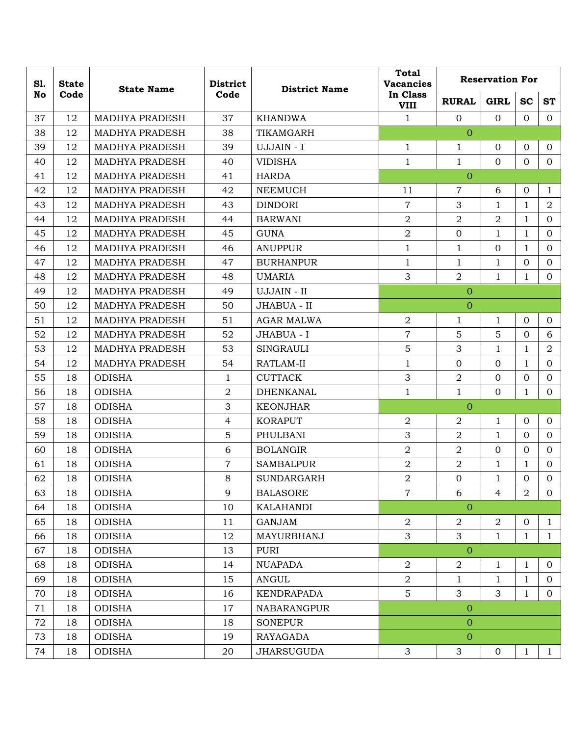| Sl. No | State Code | State Name | District Code | District Name | Total Vacancies In Class VIII | Reservation For | | | |
|---|---|---|---|---|---|---|---|---|---|
| | | | | | | RURAL | GIRL | SC | ST |
| 37 | 12 | MADHYA PRADESH | 37 | KHANDWA | 1 | 0 | 0 | 0 | 0 |
| 38 | 12 | MADHYA PRADESH | 38 | TIKAMGARH | 0 | | | | |
| 39 | 12 | MADHYA PRADESH | 39 | UJJAIN - I | 1 | 1 | 0 | 0 | 0 |
| 40 | 12 | MADHYA PRADESH | 40 | VIDISHA | 1 | 1 | 0 | 0 | 0 |
| 41 | 12 | MADHYA PRADESH | 41 | HARDA | 0 | | | | |
| 42 | 12 | MADHYA PRADESH | 42 | NEEMUCH | 11 | 7 | 6 | 0 | 1 |
| 43 | 12 | MADHYA PRADESH | 43 | DINDORI | 7 | 3 | 1 | 1 | 2 |
| 44 | 12 | MADHYA PRADESH | 44 | BARWANI | 2 | 2 | 2 | 1 | 0 |
| 45 | 12 | MADHYA PRADESH | 45 | GUNA | 2 | 0 | 1 | 1 | 0 |
| 46 | 12 | MADHYA PRADESH | 46 | ANUPPUR | 1 | 1 | 0 | 1 | 0 |
| 47 | 12 | MADHYA PRADESH | 47 | BURHANPUR | 1 | 1 | 1 | 0 | 0 |
| 48 | 12 | MADHYA PRADESH | 48 | UMARIA | 3 | 2 | 1 | 1 | 0 |
| 49 | 12 | MADHYA PRADESH | 49 | UJJAIN - II | 0 | | | | |
| 50 | 12 | MADHYA PRADESH | 50 | JHABUA - II | 0 | | | | |
| 51 | 12 | MADHYA PRADESH | 51 | AGAR MALWA | 2 | 1 | 1 | 0 | 0 |
| 52 | 12 | MADHYA PRADESH | 52 | JHABUA - I | 7 | 5 | 5 | 0 | 6 |
| 53 | 12 | MADHYA PRADESH | 53 | SINGRAULI | 5 | 3 | 1 | 1 | 2 |
| 54 | 12 | MADHYA PRADESH | 54 | RATLAM-II | 1 | 0 | 0 | 1 | 0 |
| 55 | 18 | ODISHA | 1 | CUTTACK | 3 | 2 | 0 | 0 | 0 |
| 56 | 18 | ODISHA | 2 | DHENKANAL | 1 | 1 | 0 | 1 | 0 |
| 57 | 18 | ODISHA | 3 | KEONJHAR | 0 | | | | |
| 58 | 18 | ODISHA | 4 | KORAPUT | 2 | 2 | 1 | 0 | 0 |
| 59 | 18 | ODISHA | 5 | PHULBANI | 3 | 2 | 1 | 0 | 0 |
| 60 | 18 | ODISHA | 6 | BOLANGIR | 2 | 2 | 0 | 0 | 0 |
| 61 | 18 | ODISHA | 7 | SAMBALPUR | 2 | 2 | 1 | 1 | 0 |
| 62 | 18 | ODISHA | 8 | SUNDARGARH | 2 | 0 | 1 | 0 | 0 |
| 63 | 18 | ODISHA | 9 | BALASORE | 7 | 6 | 4 | 2 | 0 |
| 64 | 18 | ODISHA | 10 | KALAHANDI | 0 | | | | |
| 65 | 18 | ODISHA | 11 | GANJAM | 2 | 2 | 2 | 0 | 1 |
| 66 | 18 | ODISHA | 12 | MAYURBHANJ | 3 | 3 | 1 | 1 | 1 |
| 67 | 18 | ODISHA | 13 | PURI | 0 | | | | |
| 68 | 18 | ODISHA | 14 | NUAPADA | 2 | 2 | 1 | 1 | 0 |
| 69 | 18 | ODISHA | 15 | ANGUL | 2 | 1 | 1 | 1 | 0 |
| 70 | 18 | ODISHA | 16 | KENDRAPADA | 5 | 3 | 3 | 1 | 0 |
| 71 | 18 | ODISHA | 17 | NABARANGPUR | 0 | | | | |
| 72 | 18 | ODISHA | 18 | SONEPUR | 0 | | | | |
| 73 | 18 | ODISHA | 19 | RAYAGADA | 0 | | | | |
| 74 | 18 | ODISHA | 20 | JHARSUGUDA | 3 | 3 | 0 | 1 | 1 |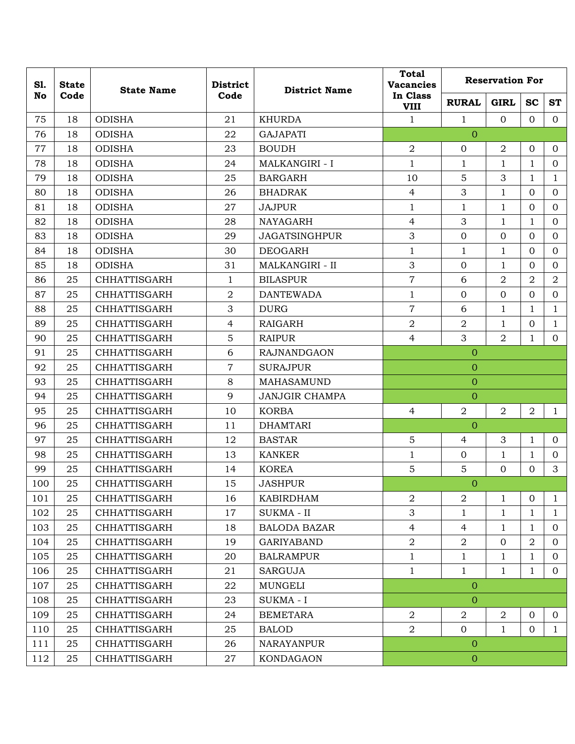| Sl. No | State Code | State Name | District Code | District Name | Total Vacancies In Class VIII | Reservation For | | | |
|---|---|---|---|---|---|---|---|---|---|
| | | | | | | RURAL | GIRL | SC | ST |
| 75 | 18 | ODISHA | 21 | KHURDA | 1 | 1 | 0 | 0 | 0 |
| 76 | 18 | ODISHA | 22 | GAJAPATI | 0 | | | | |
| 77 | 18 | ODISHA | 23 | BOUDH | 2 | 0 | 2 | 0 | 0 |
| 78 | 18 | ODISHA | 24 | MALKANGIRI - I | 1 | 1 | 1 | 1 | 0 |
| 79 | 18 | ODISHA | 25 | BARGARH | 10 | 5 | 3 | 1 | 1 |
| 80 | 18 | ODISHA | 26 | BHADRAK | 4 | 3 | 1 | 0 | 0 |
| 81 | 18 | ODISHA | 27 | JAJPUR | 1 | 1 | 1 | 0 | 0 |
| 82 | 18 | ODISHA | 28 | NAYAGARH | 4 | 3 | 1 | 1 | 0 |
| 83 | 18 | ODISHA | 29 | JAGATSINGHPUR | 3 | 0 | 0 | 0 | 0 |
| 84 | 18 | ODISHA | 30 | DEOGARH | 1 | 1 | 1 | 0 | 0 |
| 85 | 18 | ODISHA | 31 | MALKANGIRI - II | 3 | 0 | 1 | 0 | 0 |
| 86 | 25 | CHHATTISGARH | 1 | BILASPUR | 7 | 6 | 2 | 2 | 2 |
| 87 | 25 | CHHATTISGARH | 2 | DANTEWADA | 1 | 0 | 0 | 0 | 0 |
| 88 | 25 | CHHATTISGARH | 3 | DURG | 7 | 6 | 1 | 1 | 1 |
| 89 | 25 | CHHATTISGARH | 4 | RAIGARH | 2 | 2 | 1 | 0 | 1 |
| 90 | 25 | CHHATTISGARH | 5 | RAIPUR | 4 | 3 | 2 | 1 | 0 |
| 91 | 25 | CHHATTISGARH | 6 | RAJNANDGAON | 0 | | | | |
| 92 | 25 | CHHATTISGARH | 7 | SURAJPUR | 0 | | | | |
| 93 | 25 | CHHATTISGARH | 8 | MAHASAMUND | 0 | | | | |
| 94 | 25 | CHHATTISGARH | 9 | JANJGIR CHAMPA | 0 | | | | |
| 95 | 25 | CHHATTISGARH | 10 | KORBA | 4 | 2 | 2 | 2 | 1 |
| 96 | 25 | CHHATTISGARH | 11 | DHAMTARI | 0 | | | | |
| 97 | 25 | CHHATTISGARH | 12 | BASTAR | 5 | 4 | 3 | 1 | 0 |
| 98 | 25 | CHHATTISGARH | 13 | KANKER | 1 | 0 | 1 | 1 | 0 |
| 99 | 25 | CHHATTISGARH | 14 | KOREA | 5 | 5 | 0 | 0 | 3 |
| 100 | 25 | CHHATTISGARH | 15 | JASHPUR | 0 | | | | |
| 101 | 25 | CHHATTISGARH | 16 | KABIRDHAM | 2 | 2 | 1 | 0 | 1 |
| 102 | 25 | CHHATTISGARH | 17 | SUKMA - II | 3 | 1 | 1 | 1 | 1 |
| 103 | 25 | CHHATTISGARH | 18 | BALODA BAZAR | 4 | 4 | 1 | 1 | 0 |
| 104 | 25 | CHHATTISGARH | 19 | GARIYABAND | 2 | 2 | 0 | 2 | 0 |
| 105 | 25 | CHHATTISGARH | 20 | BALRAMPUR | 1 | 1 | 1 | 1 | 0 |
| 106 | 25 | CHHATTISGARH | 21 | SARGUJA | 1 | 1 | 1 | 1 | 0 |
| 107 | 25 | CHHATTISGARH | 22 | MUNGELI | 0 | | | | |
| 108 | 25 | CHHATTISGARH | 23 | SUKMA - I | 0 | | | | |
| 109 | 25 | CHHATTISGARH | 24 | BEMETARA | 2 | 2 | 2 | 0 | 0 |
| 110 | 25 | CHHATTISGARH | 25 | BALOD | 2 | 0 | 1 | 0 | 1 |
| 111 | 25 | CHHATTISGARH | 26 | NARAYANPUR | 0 | | | | |
| 112 | 25 | CHHATTISGARH | 27 | KONDAGAON | 0 | | | | |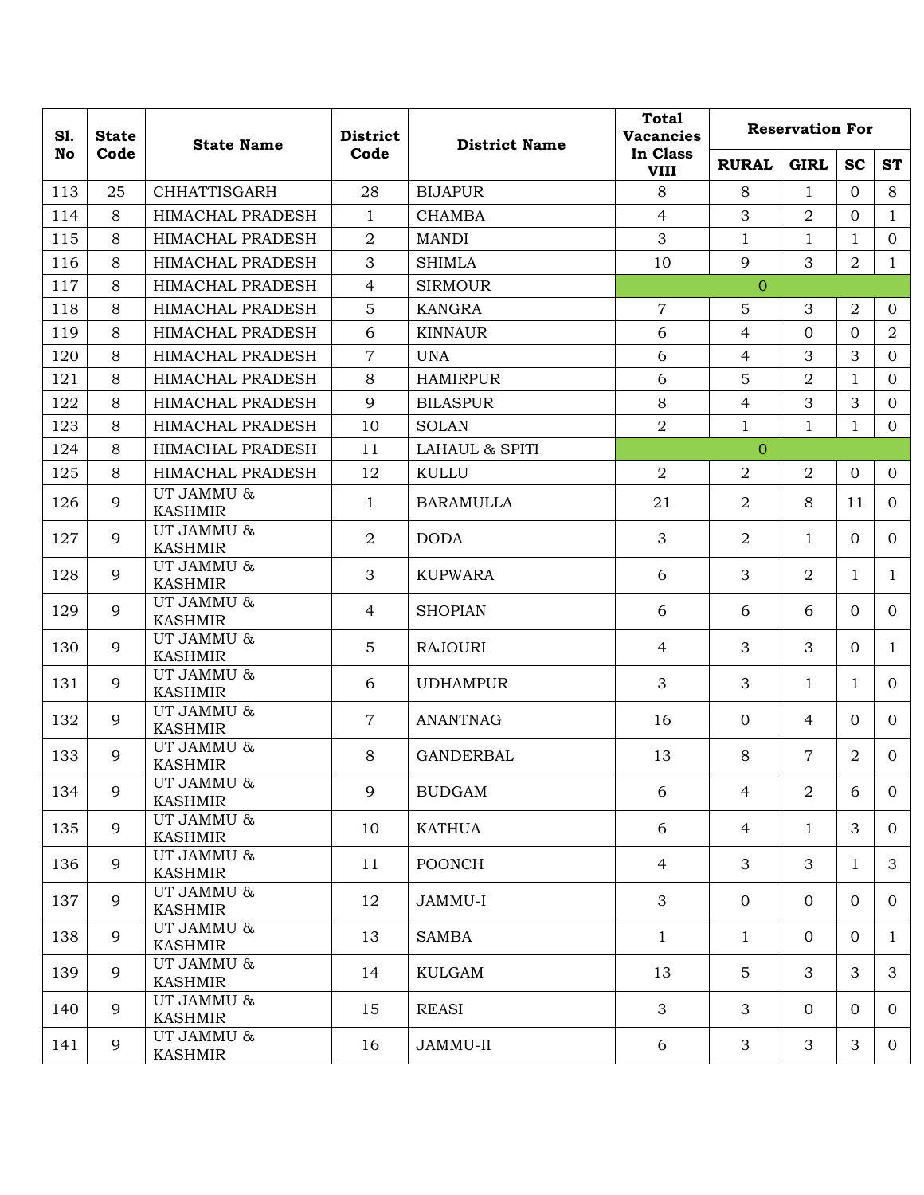| Sl. No | State Code | State Name | District Code | District Name | Total Vacancies In Class VIII | Reservation For | | | |
|---|---|---|---|---|---|---|---|---|---|
| | | | | | | RURAL | GIRL | SC | ST |
| 113 | 25 | CHHATTISGARH | 28 | BIJAPUR | 8 | 8 | 1 | 0 | 8 |
| 114 | 8 | HIMACHAL PRADESH | 1 | CHAMBA | 4 | 3 | 2 | 0 | 1 |
| 115 | 8 | HIMACHAL PRADESH | 2 | MANDI | 3 | 1 | 1 | 1 | 0 |
| 116 | 8 | HIMACHAL PRADESH | 3 | SHIMLA | 10 | 9 | 3 | 2 | 1 |
| 117 | 8 | HIMACHAL PRADESH | 4 | SIRMOUR | 0 | | | | |
| 118 | 8 | HIMACHAL PRADESH | 5 | KANGRA | 7 | 5 | 3 | 2 | 0 |
| 119 | 8 | HIMACHAL PRADESH | 6 | KINNAUR | 6 | 4 | 0 | 0 | 2 |
| 120 | 8 | HIMACHAL PRADESH | 7 | UNA | 6 | 4 | 3 | 3 | 0 |
| 121 | 8 | HIMACHAL PRADESH | 8 | HAMIRPUR | 6 | 5 | 2 | 1 | 0 |
| 122 | 8 | HIMACHAL PRADESH | 9 | BILASPUR | 8 | 4 | 3 | 3 | 0 |
| 123 | 8 | HIMACHAL PRADESH | 10 | SOLAN | 2 | 1 | 1 | 1 | 0 |
| 124 | 8 | HIMACHAL PRADESH | 11 | LAHAUL & SPITI | 0 | | | | |
| 125 | 8 | HIMACHAL PRADESH | 12 | KULLU | 2 | 2 | 2 | 0 | 0 |
| 126 | 9 | UT JAMMU & KASHMIR | 1 | BARAMULLA | 21 | 2 | 8 | 11 | 0 |
| 127 | 9 | UT JAMMU & KASHMIR | 2 | DODA | 3 | 2 | 1 | 0 | 0 |
| 128 | 9 | UT JAMMU & KASHMIR | 3 | KUPWARA | 6 | 3 | 2 | 1 | 1 |
| 129 | 9 | UT JAMMU & KASHMIR | 4 | SHOPIAN | 6 | 6 | 6 | 0 | 0 |
| 130 | 9 | UT JAMMU & KASHMIR | 5 | RAJOURI | 4 | 3 | 3 | 0 | 1 |
| 131 | 9 | UT JAMMU & KASHMIR | 6 | UDHAMPUR | 3 | 3 | 1 | 1 | 0 |
| 132 | 9 | UT JAMMU & KASHMIR | 7 | ANANTNAG | 16 | 0 | 4 | 0 | 0 |
| 133 | 9 | UT JAMMU & KASHMIR | 8 | GANDERBAL | 13 | 8 | 7 | 2 | 0 |
| 134 | 9 | UT JAMMU & KASHMIR | 9 | BUDGAM | 6 | 4 | 2 | 6 | 0 |
| 135 | 9 | UT JAMMU & KASHMIR | 10 | KATHUA | 6 | 4 | 1 | 3 | 0 |
| 136 | 9 | UT JAMMU & KASHMIR | 11 | POONCH | 4 | 3 | 3 | 1 | 3 |
| 137 | 9 | UT JAMMU & KASHMIR | 12 | JAMMU-I | 3 | 0 | 0 | 0 | 0 |
| 138 | 9 | UT JAMMU & KASHMIR | 13 | SAMBA | 1 | 1 | 0 | 0 | 1 |
| 139 | 9 | UT JAMMU & KASHMIR | 14 | KULGAM | 13 | 5 | 3 | 3 | 3 |
| 140 | 9 | UT JAMMU & KASHMIR | 15 | REASI | 3 | 3 | 0 | 0 | 0 |
| 141 | 9 | UT JAMMU & KASHMIR | 16 | JAMMU-II | 6 | 3 | 3 | 3 | 0 |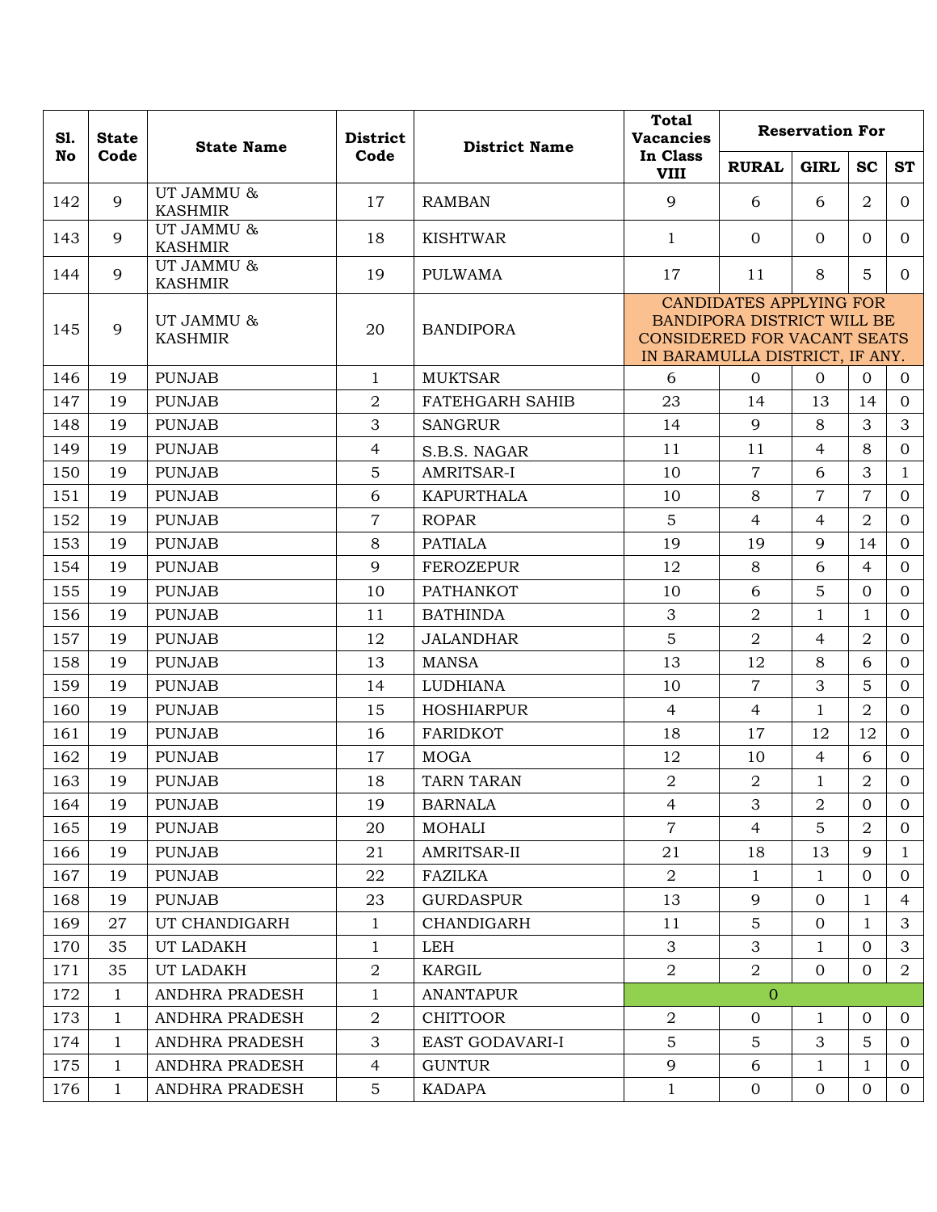| Sl. No | State Code | State Name | District Code | District Name | Total Vacancies In Class VIII | Reservation For | | | |
|---|---|---|---|---|---|---|---|---|---|
| | | | | | | RURAL | GIRL | SC | ST |
| 142 | 9 | UT JAMMU & KASHMIR | 17 | RAMBAN | 9 | 6 | 6 | 2 | 0 |
| 143 | 9 | UT JAMMU & KASHMIR | 18 | KISHTWAR | 1 | 0 | 0 | 0 | 0 |
| 144 | 9 | UT JAMMU & KASHMIR | 19 | PULWAMA | 17 | 11 | 8 | 5 | 0 |
| 145 | 9 | UT JAMMU & KASHMIR | 20 | BANDIPORA | CANDIDATES APPLYING FOR BANDIPORA DISTRICT WILL BE CONSIDERED FOR VACANT SEATS IN BARAMULLA DISTRICT, IF ANY. | | | | |
| 146 | 19 | PUNJAB | 1 | MUKTSAR | 6 | 0 | 0 | 0 | 0 |
| 147 | 19 | PUNJAB | 2 | FATEHGARH SAHIB | 23 | 14 | 13 | 14 | 0 |
| 148 | 19 | PUNJAB | 3 | SANGRUR | 14 | 9 | 8 | 3 | 3 |
| 149 | 19 | PUNJAB | 4 | S.B.S. NAGAR | 11 | 11 | 4 | 8 | 0 |
| 150 | 19 | PUNJAB | 5 | AMRITSAR-I | 10 | 7 | 6 | 3 | 1 |
| 151 | 19 | PUNJAB | 6 | KAPURTHALA | 10 | 8 | 7 | 7 | 0 |
| 152 | 19 | PUNJAB | 7 | ROPAR | 5 | 4 | 4 | 2 | 0 |
| 153 | 19 | PUNJAB | 8 | PATIALA | 19 | 19 | 9 | 14 | 0 |
| 154 | 19 | PUNJAB | 9 | FEROZEPUR | 12 | 8 | 6 | 4 | 0 |
| 155 | 19 | PUNJAB | 10 | PATHANKOT | 10 | 6 | 5 | 0 | 0 |
| 156 | 19 | PUNJAB | 11 | BATHINDA | 3 | 2 | 1 | 1 | 0 |
| 157 | 19 | PUNJAB | 12 | JALANDHAR | 5 | 2 | 4 | 2 | 0 |
| 158 | 19 | PUNJAB | 13 | MANSA | 13 | 12 | 8 | 6 | 0 |
| 159 | 19 | PUNJAB | 14 | LUDHIANA | 10 | 7 | 3 | 5 | 0 |
| 160 | 19 | PUNJAB | 15 | HOSHIARPUR | 4 | 4 | 1 | 2 | 0 |
| 161 | 19 | PUNJAB | 16 | FARIDKOT | 18 | 17 | 12 | 12 | 0 |
| 162 | 19 | PUNJAB | 17 | MOGA | 12 | 10 | 4 | 6 | 0 |
| 163 | 19 | PUNJAB | 18 | TARN TARAN | 2 | 2 | 1 | 2 | 0 |
| 164 | 19 | PUNJAB | 19 | BARNALA | 4 | 3 | 2 | 0 | 0 |
| 165 | 19 | PUNJAB | 20 | MOHALI | 7 | 4 | 5 | 2 | 0 |
| 166 | 19 | PUNJAB | 21 | AMRITSAR-II | 21 | 18 | 13 | 9 | 1 |
| 167 | 19 | PUNJAB | 22 | FAZILKA | 2 | 1 | 1 | 0 | 0 |
| 168 | 19 | PUNJAB | 23 | GURDASPUR | 13 | 9 | 0 | 1 | 4 |
| 169 | 27 | UT CHANDIGARH | 1 | CHANDIGARH | 11 | 5 | 0 | 1 | 3 |
| 170 | 35 | UT LADAKH | 1 | LEH | 3 | 3 | 1 | 0 | 3 |
| 171 | 35 | UT LADAKH | 2 | KARGIL | 2 | 2 | 0 | 0 | 2 |
| 172 | 1 | ANDHRA PRADESH | 1 | ANANTAPUR | 0 | | | | |
| 173 | 1 | ANDHRA PRADESH | 2 | CHITTOOR | 2 | 0 | 1 | 0 | 0 |
| 174 | 1 | ANDHRA PRADESH | 3 | EAST GODAVARI-I | 5 | 5 | 3 | 5 | 0 |
| 175 | 1 | ANDHRA PRADESH | 4 | GUNTUR | 9 | 6 | 1 | 1 | 0 |
| 176 | 1 | ANDHRA PRADESH | 5 | KADAPA | 1 | 0 | 0 | 0 | 0 |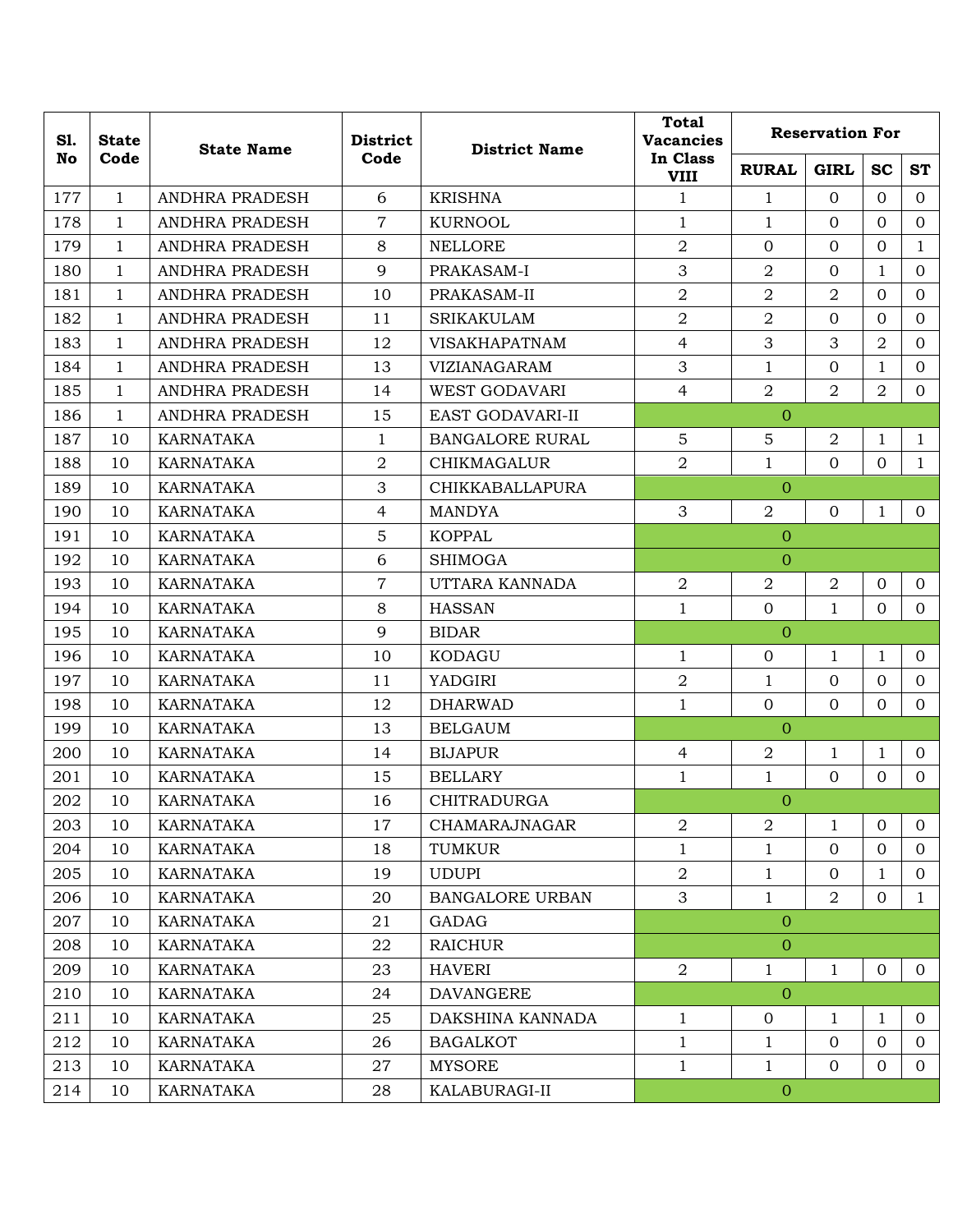| Sl. No | State Code | State Name | District Code | District Name | Total Vacancies In Class VIII | Reservation For | | | |
|---|---|---|---|---|---|---|---|---|---|
| | | | | | | RURAL | GIRL | SC | ST |
| 177 | 1 | ANDHRA PRADESH | 6 | KRISHNA | 1 | 1 | 0 | 0 | 0 |
| 178 | 1 | ANDHRA PRADESH | 7 | KURNOOL | 1 | 1 | 0 | 0 | 0 |
| 179 | 1 | ANDHRA PRADESH | 8 | NELLORE | 2 | 0 | 0 | 0 | 1 |
| 180 | 1 | ANDHRA PRADESH | 9 | PRAKASAM-I | 3 | 2 | 0 | 1 | 0 |
| 181 | 1 | ANDHRA PRADESH | 10 | PRAKASAM-II | 2 | 2 | 2 | 0 | 0 |
| 182 | 1 | ANDHRA PRADESH | 11 | SRIKAKULAM | 2 | 2 | 0 | 0 | 0 |
| 183 | 1 | ANDHRA PRADESH | 12 | VISAKHAPATNAM | 4 | 3 | 3 | 2 | 0 |
| 184 | 1 | ANDHRA PRADESH | 13 | VIZIANAGARAM | 3 | 1 | 0 | 1 | 0 |
| 185 | 1 | ANDHRA PRADESH | 14 | WEST GODAVARI | 4 | 2 | 2 | 2 | 0 |
| 186 | 1 | ANDHRA PRADESH | 15 | EAST GODAVARI-II | 0 | | | | |
| 187 | 10 | KARNATAKA | 1 | BANGALORE RURAL | 5 | 5 | 2 | 1 | 1 |
| 188 | 10 | KARNATAKA | 2 | CHIKMAGALUR | 2 | 1 | 0 | 0 | 1 |
| 189 | 10 | KARNATAKA | 3 | CHIKKABALLAPURA | 0 | | | | |
| 190 | 10 | KARNATAKA | 4 | MANDYA | 3 | 2 | 0 | 1 | 0 |
| 191 | 10 | KARNATAKA | 5 | KOPPAL | 0 | | | | |
| 192 | 10 | KARNATAKA | 6 | SHIMOGA | 0 | | | | |
| 193 | 10 | KARNATAKA | 7 | UTTARA KANNADA | 2 | 2 | 2 | 0 | 0 |
| 194 | 10 | KARNATAKA | 8 | HASSAN | 1 | 0 | 1 | 0 | 0 |
| 195 | 10 | KARNATAKA | 9 | BIDAR | 0 | | | | |
| 196 | 10 | KARNATAKA | 10 | KODAGU | 1 | 0 | 1 | 1 | 0 |
| 197 | 10 | KARNATAKA | 11 | YADGIRI | 2 | 1 | 0 | 0 | 0 |
| 198 | 10 | KARNATAKA | 12 | DHARWAD | 1 | 0 | 0 | 0 | 0 |
| 199 | 10 | KARNATAKA | 13 | BELGAUM | 0 | | | | |
| 200 | 10 | KARNATAKA | 14 | BIJAPUR | 4 | 2 | 1 | 1 | 0 |
| 201 | 10 | KARNATAKA | 15 | BELLARY | 1 | 1 | 0 | 0 | 0 |
| 202 | 10 | KARNATAKA | 16 | CHITRADURGA | 0 | | | | |
| 203 | 10 | KARNATAKA | 17 | CHAMARAJNAGAR | 2 | 2 | 1 | 0 | 0 |
| 204 | 10 | KARNATAKA | 18 | TUMKUR | 1 | 1 | 0 | 0 | 0 |
| 205 | 10 | KARNATAKA | 19 | UDUPI | 2 | 1 | 0 | 1 | 0 |
| 206 | 10 | KARNATAKA | 20 | BANGALORE URBAN | 3 | 1 | 2 | 0 | 1 |
| 207 | 10 | KARNATAKA | 21 | GADAG | 0 | | | | |
| 208 | 10 | KARNATAKA | 22 | RAICHUR | 0 | | | | |
| 209 | 10 | KARNATAKA | 23 | HAVERI | 2 | 1 | 1 | 0 | 0 |
| 210 | 10 | KARNATAKA | 24 | DAVANGERE | 0 | | | | |
| 211 | 10 | KARNATAKA | 25 | DAKSHINA KANNADA | 1 | 0 | 1 | 1 | 0 |
| 212 | 10 | KARNATAKA | 26 | BAGALKOT | 1 | 1 | 0 | 0 | 0 |
| 213 | 10 | KARNATAKA | 27 | MYSORE | 1 | 1 | 0 | 0 | 0 |
| 214 | 10 | KARNATAKA | 28 | KALABURAGI-II | 0 | | | | |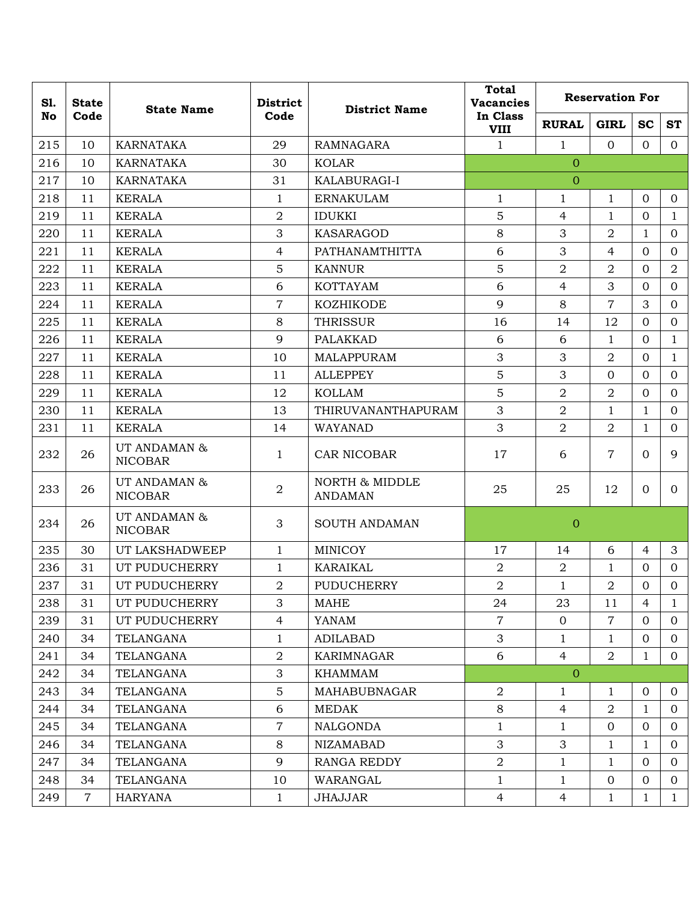| Sl. No | State Code | State Name | District Code | District Name | Total Vacancies In Class VIII | Reservation For | | | |
|---|---|---|---|---|---|---|---|---|---|
| | | | | | | RURAL | GIRL | SC | ST |
| 215 | 10 | KARNATAKA | 29 | RAMNAGARA | 1 | 1 | 0 | 0 | 0 |
| 216 | 10 | KARNATAKA | 30 | KOLAR | 0 | | | | |
| 217 | 10 | KARNATAKA | 31 | KALABURAGI-I | 0 | | | | |
| 218 | 11 | KERALA | 1 | ERNAKULAM | 1 | 1 | 1 | 0 | 0 |
| 219 | 11 | KERALA | 2 | IDUKKI | 5 | 4 | 1 | 0 | 1 |
| 220 | 11 | KERALA | 3 | KASARAGOD | 8 | 3 | 2 | 1 | 0 |
| 221 | 11 | KERALA | 4 | PATHANAMTHITTA | 6 | 3 | 4 | 0 | 0 |
| 222 | 11 | KERALA | 5 | KANNUR | 5 | 2 | 2 | 0 | 2 |
| 223 | 11 | KERALA | 6 | KOTTAYAM | 6 | 4 | 3 | 0 | 0 |
| 224 | 11 | KERALA | 7 | KOZHIKODE | 9 | 8 | 7 | 3 | 0 |
| 225 | 11 | KERALA | 8 | THRISSUR | 16 | 14 | 12 | 0 | 0 |
| 226 | 11 | KERALA | 9 | PALAKKAD | 6 | 6 | 1 | 0 | 1 |
| 227 | 11 | KERALA | 10 | MALAPPURAM | 3 | 3 | 2 | 0 | 1 |
| 228 | 11 | KERALA | 11 | ALLEPPEY | 5 | 3 | 0 | 0 | 0 |
| 229 | 11 | KERALA | 12 | KOLLAM | 5 | 2 | 2 | 0 | 0 |
| 230 | 11 | KERALA | 13 | THIRUVANANTHAPURAM | 3 | 2 | 1 | 1 | 0 |
| 231 | 11 | KERALA | 14 | WAYANAD | 3 | 2 | 2 | 1 | 0 |
| 232 | 26 | UT ANDAMAN & NICOBAR | 1 | CAR NICOBAR | 17 | 6 | 7 | 0 | 9 |
| 233 | 26 | UT ANDAMAN & NICOBAR | 2 | NORTH & MIDDLE ANDAMAN | 25 | 25 | 12 | 0 | 0 |
| 234 | 26 | UT ANDAMAN & NICOBAR | 3 | SOUTH ANDAMAN | 0 | | | | |
| 235 | 30 | UT LAKSHADWEEP | 1 | MINICOY | 17 | 14 | 6 | 4 | 3 |
| 236 | 31 | UT PUDUCHERRY | 1 | KARAIKAL | 2 | 2 | 1 | 0 | 0 |
| 237 | 31 | UT PUDUCHERRY | 2 | PUDUCHERRY | 2 | 1 | 2 | 0 | 0 |
| 238 | 31 | UT PUDUCHERRY | 3 | MAHE | 24 | 23 | 11 | 4 | 1 |
| 239 | 31 | UT PUDUCHERRY | 4 | YANAM | 7 | 0 | 7 | 0 | 0 |
| 240 | 34 | TELANGANA | 1 | ADILABAD | 3 | 1 | 1 | 0 | 0 |
| 241 | 34 | TELANGANA | 2 | KARIMNAGAR | 6 | 4 | 2 | 1 | 0 |
| 242 | 34 | TELANGANA | 3 | KHAMMAM | 0 | | | | |
| 243 | 34 | TELANGANA | 5 | MAHABUBNAGAR | 2 | 1 | 1 | 0 | 0 |
| 244 | 34 | TELANGANA | 6 | MEDAK | 8 | 4 | 2 | 1 | 0 |
| 245 | 34 | TELANGANA | 7 | NALGONDA | 1 | 1 | 0 | 0 | 0 |
| 246 | 34 | TELANGANA | 8 | NIZAMABAD | 3 | 3 | 1 | 1 | 0 |
| 247 | 34 | TELANGANA | 9 | RANGA REDDY | 2 | 1 | 1 | 0 | 0 |
| 248 | 34 | TELANGANA | 10 | WARANGAL | 1 | 1 | 0 | 0 | 0 |
| 249 | 7 | HARYANA | 1 | JHAJJAR | 4 | 4 | 1 | 1 | 1 |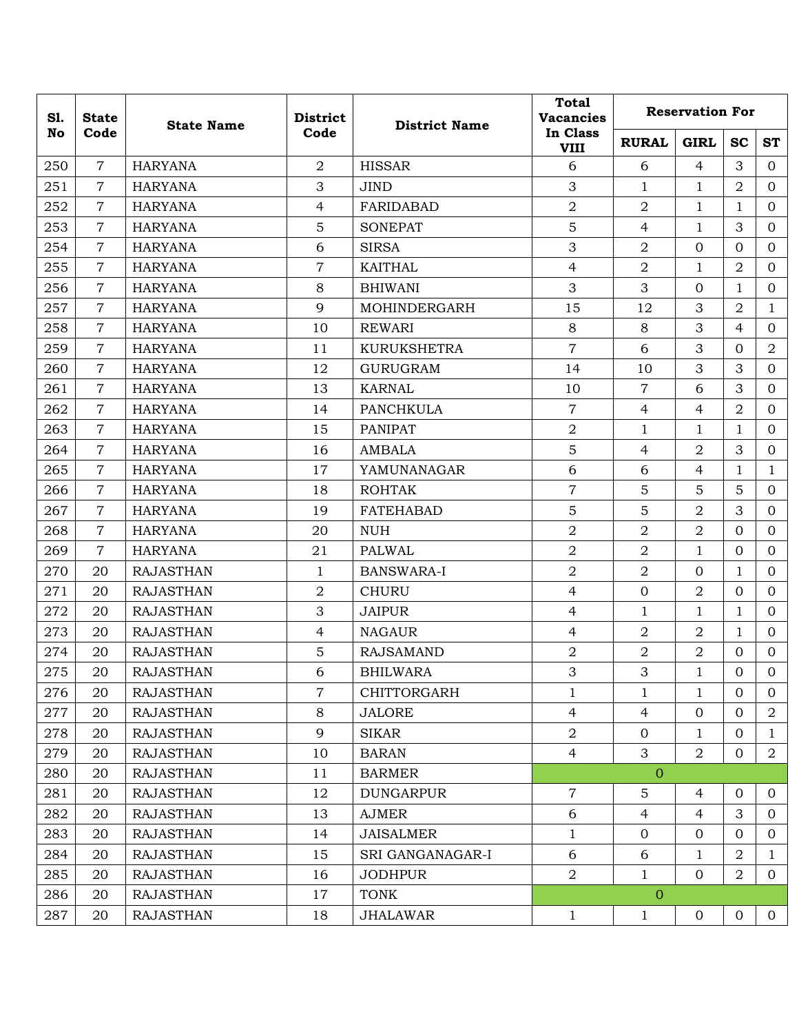| Sl. No | State Code | State Name | District Code | District Name | Total Vacancies In Class VIII | Reservation For | | | |
|---|---|---|---|---|---|---|---|---|---|
| | | | | | | RURAL | GIRL | SC | ST |
| 250 | 7 | HARYANA | 2 | HISSAR | 6 | 6 | 4 | 3 | 0 |
| 251 | 7 | HARYANA | 3 | JIND | 3 | 1 | 1 | 2 | 0 |
| 252 | 7 | HARYANA | 4 | FARIDABAD | 2 | 2 | 1 | 1 | 0 |
| 253 | 7 | HARYANA | 5 | SONEPAT | 5 | 4 | 1 | 3 | 0 |
| 254 | 7 | HARYANA | 6 | SIRSA | 3 | 2 | 0 | 0 | 0 |
| 255 | 7 | HARYANA | 7 | KAITHAL | 4 | 2 | 1 | 2 | 0 |
| 256 | 7 | HARYANA | 8 | BHIWANI | 3 | 3 | 0 | 1 | 0 |
| 257 | 7 | HARYANA | 9 | MOHINDERGARH | 15 | 12 | 3 | 2 | 1 |
| 258 | 7 | HARYANA | 10 | REWARI | 8 | 8 | 3 | 4 | 0 |
| 259 | 7 | HARYANA | 11 | KURUKSHETRA | 7 | 6 | 3 | 0 | 2 |
| 260 | 7 | HARYANA | 12 | GURUGRAM | 14 | 10 | 3 | 3 | 0 |
| 261 | 7 | HARYANA | 13 | KARNAL | 10 | 7 | 6 | 3 | 0 |
| 262 | 7 | HARYANA | 14 | PANCHKULA | 7 | 4 | 4 | 2 | 0 |
| 263 | 7 | HARYANA | 15 | PANIPAT | 2 | 1 | 1 | 1 | 0 |
| 264 | 7 | HARYANA | 16 | AMBALA | 5 | 4 | 2 | 3 | 0 |
| 265 | 7 | HARYANA | 17 | YAMUNANAGAR | 6 | 6 | 4 | 1 | 1 |
| 266 | 7 | HARYANA | 18 | ROHTAK | 7 | 5 | 5 | 5 | 0 |
| 267 | 7 | HARYANA | 19 | FATEHABAD | 5 | 5 | 2 | 3 | 0 |
| 268 | 7 | HARYANA | 20 | NUH | 2 | 2 | 2 | 0 | 0 |
| 269 | 7 | HARYANA | 21 | PALWAL | 2 | 2 | 1 | 0 | 0 |
| 270 | 20 | RAJASTHAN | 1 | BANSWARA-I | 2 | 2 | 0 | 1 | 0 |
| 271 | 20 | RAJASTHAN | 2 | CHURU | 4 | 0 | 2 | 0 | 0 |
| 272 | 20 | RAJASTHAN | 3 | JAIPUR | 4 | 1 | 1 | 1 | 0 |
| 273 | 20 | RAJASTHAN | 4 | NAGAUR | 4 | 2 | 2 | 1 | 0 |
| 274 | 20 | RAJASTHAN | 5 | RAJSAMAND | 2 | 2 | 2 | 0 | 0 |
| 275 | 20 | RAJASTHAN | 6 | BHILWARA | 3 | 3 | 1 | 0 | 0 |
| 276 | 20 | RAJASTHAN | 7 | CHITTORGARH | 1 | 1 | 1 | 0 | 0 |
| 277 | 20 | RAJASTHAN | 8 | JALORE | 4 | 4 | 0 | 0 | 2 |
| 278 | 20 | RAJASTHAN | 9 | SIKAR | 2 | 0 | 1 | 0 | 1 |
| 279 | 20 | RAJASTHAN | 10 | BARAN | 4 | 3 | 2 | 0 | 2 |
| 280 | 20 | RAJASTHAN | 11 | BARMER | 0 | | | | |
| 281 | 20 | RAJASTHAN | 12 | DUNGARPUR | 7 | 5 | 4 | 0 | 0 |
| 282 | 20 | RAJASTHAN | 13 | AJMER | 6 | 4 | 4 | 3 | 0 |
| 283 | 20 | RAJASTHAN | 14 | JAISALMER | 1 | 0 | 0 | 0 | 0 |
| 284 | 20 | RAJASTHAN | 15 | SRI GANGANAGAR-I | 6 | 6 | 1 | 2 | 1 |
| 285 | 20 | RAJASTHAN | 16 | JODHPUR | 2 | 1 | 0 | 2 | 0 |
| 286 | 20 | RAJASTHAN | 17 | TONK | 0 | | | | |
| 287 | 20 | RAJASTHAN | 18 | JHALAWAR | 1 | 1 | 0 | 0 | 0 |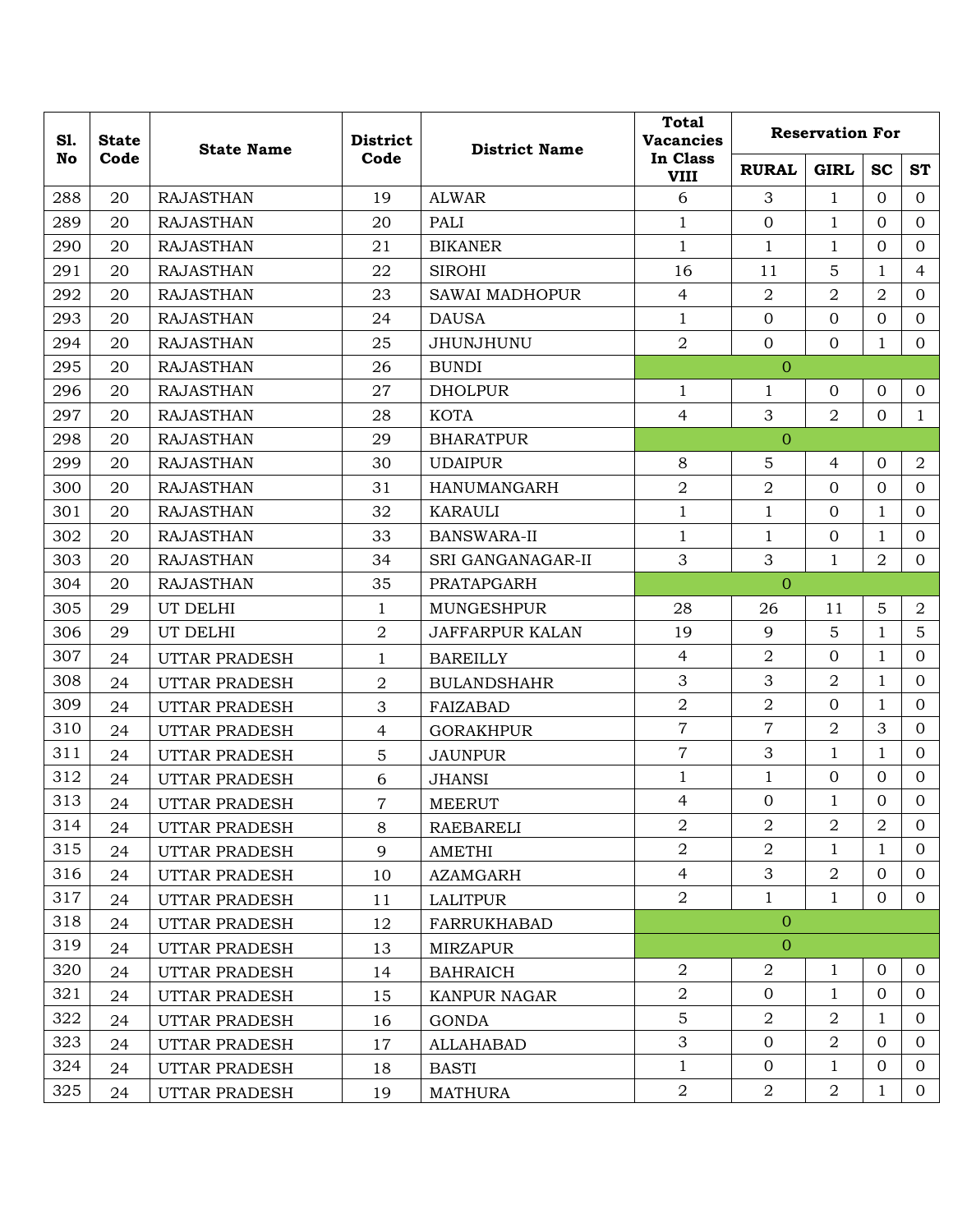| Sl. No | State Code | State Name | District Code | District Name | Total Vacancies In Class VIII | Reservation For | | | |
|---|---|---|---|---|---|---|---|---|---|
| | | | | | | RURAL | GIRL | SC | ST |
| 288 | 20 | RAJASTHAN | 19 | ALWAR | 6 | 3 | 1 | 0 | 0 |
| 289 | 20 | RAJASTHAN | 20 | PALI | 1 | 0 | 1 | 0 | 0 |
| 290 | 20 | RAJASTHAN | 21 | BIKANER | 1 | 1 | 1 | 0 | 0 |
| 291 | 20 | RAJASTHAN | 22 | SIROHI | 16 | 11 | 5 | 1 | 4 |
| 292 | 20 | RAJASTHAN | 23 | SAWAI MADHOPUR | 4 | 2 | 2 | 2 | 0 |
| 293 | 20 | RAJASTHAN | 24 | DAUSA | 1 | 0 | 0 | 0 | 0 |
| 294 | 20 | RAJASTHAN | 25 | JHUNJHUNU | 2 | 0 | 0 | 1 | 0 |
| 295 | 20 | RAJASTHAN | 26 | BUNDI | 0 | | | | |
| 296 | 20 | RAJASTHAN | 27 | DHOLPUR | 1 | 1 | 0 | 0 | 0 |
| 297 | 20 | RAJASTHAN | 28 | KOTA | 4 | 3 | 2 | 0 | 1 |
| 298 | 20 | RAJASTHAN | 29 | BHARATPUR | 0 | | | | |
| 299 | 20 | RAJASTHAN | 30 | UDAIPUR | 8 | 5 | 4 | 0 | 2 |
| 300 | 20 | RAJASTHAN | 31 | HANUMANGARH | 2 | 2 | 0 | 0 | 0 |
| 301 | 20 | RAJASTHAN | 32 | KARAULI | 1 | 1 | 0 | 1 | 0 |
| 302 | 20 | RAJASTHAN | 33 | BANSWARA-II | 1 | 1 | 0 | 1 | 0 |
| 303 | 20 | RAJASTHAN | 34 | SRI GANGANAGAR-II | 3 | 3 | 1 | 2 | 0 |
| 304 | 20 | RAJASTHAN | 35 | PRATAPGARH | 0 | | | | |
| 305 | 29 | UT DELHI | 1 | MUNGESHPUR | 28 | 26 | 11 | 5 | 2 |
| 306 | 29 | UT DELHI | 2 | JAFFARPUR KALAN | 19 | 9 | 5 | 1 | 5 |
| 307 | 24 | UTTAR PRADESH | 1 | BAREILLY | 4 | 2 | 0 | 1 | 0 |
| 308 | 24 | UTTAR PRADESH | 2 | BULANDSHAHR | 3 | 3 | 2 | 1 | 0 |
| 309 | 24 | UTTAR PRADESH | 3 | FAIZABAD | 2 | 2 | 0 | 1 | 0 |
| 310 | 24 | UTTAR PRADESH | 4 | GORAKHPUR | 7 | 7 | 2 | 3 | 0 |
| 311 | 24 | UTTAR PRADESH | 5 | JAUNPUR | 7 | 3 | 1 | 1 | 0 |
| 312 | 24 | UTTAR PRADESH | 6 | JHANSI | 1 | 1 | 0 | 0 | 0 |
| 313 | 24 | UTTAR PRADESH | 7 | MEERUT | 4 | 0 | 1 | 0 | 0 |
| 314 | 24 | UTTAR PRADESH | 8 | RAEBARELI | 2 | 2 | 2 | 2 | 0 |
| 315 | 24 | UTTAR PRADESH | 9 | AMETHI | 2 | 2 | 1 | 1 | 0 |
| 316 | 24 | UTTAR PRADESH | 10 | AZAMGARH | 4 | 3 | 2 | 0 | 0 |
| 317 | 24 | UTTAR PRADESH | 11 | LALITPUR | 2 | 1 | 1 | 0 | 0 |
| 318 | 24 | UTTAR PRADESH | 12 | FARRUKHABAD | 0 | | | | |
| 319 | 24 | UTTAR PRADESH | 13 | MIRZAPUR | 0 | | | | |
| 320 | 24 | UTTAR PRADESH | 14 | BAHRAICH | 2 | 2 | 1 | 0 | 0 |
| 321 | 24 | UTTAR PRADESH | 15 | KANPUR NAGAR | 2 | 0 | 1 | 0 | 0 |
| 322 | 24 | UTTAR PRADESH | 16 | GONDA | 5 | 2 | 2 | 1 | 0 |
| 323 | 24 | UTTAR PRADESH | 17 | ALLAHABAD | 3 | 0 | 2 | 0 | 0 |
| 324 | 24 | UTTAR PRADESH | 18 | BASTI | 1 | 0 | 1 | 0 | 0 |
| 325 | 24 | UTTAR PRADESH | 19 | MATHURA | 2 | 2 | 2 | 1 | 0 |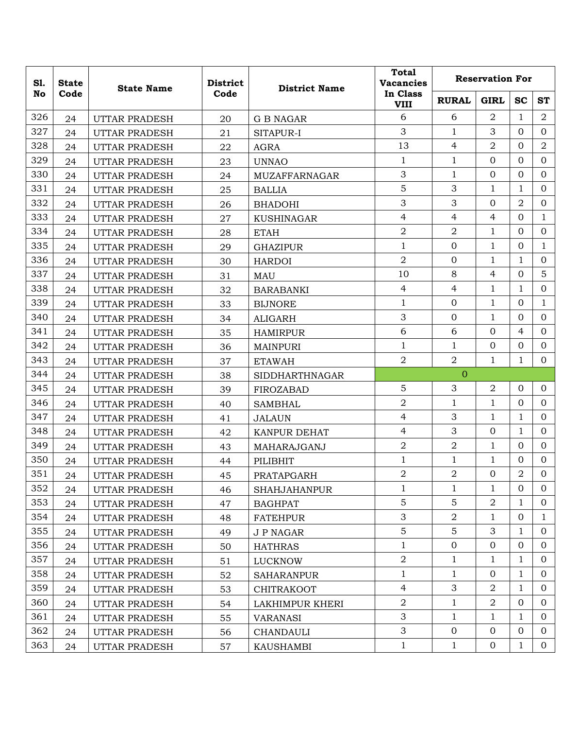| Sl. No | State Code | State Name | District Code | District Name | Total Vacancies In Class VIII | Reservation For | | | |
|---|---|---|---|---|---|---|---|---|---|
| | | | | | | RURAL | GIRL | SC | ST |
| 326 | 24 | UTTAR PRADESH | 20 | G B NAGAR | 6 | 6 | 2 | 1 | 2 |
| 327 | 24 | UTTAR PRADESH | 21 | SITAPUR-I | 3 | 1 | 3 | 0 | 0 |
| 328 | 24 | UTTAR PRADESH | 22 | AGRA | 13 | 4 | 2 | 0 | 2 |
| 329 | 24 | UTTAR PRADESH | 23 | UNNAO | 1 | 1 | 0 | 0 | 0 |
| 330 | 24 | UTTAR PRADESH | 24 | MUZAFFARNAGAR | 3 | 1 | 0 | 0 | 0 |
| 331 | 24 | UTTAR PRADESH | 25 | BALLIA | 5 | 3 | 1 | 1 | 0 |
| 332 | 24 | UTTAR PRADESH | 26 | BHADOHI | 3 | 3 | 0 | 2 | 0 |
| 333 | 24 | UTTAR PRADESH | 27 | KUSHINAGAR | 4 | 4 | 4 | 0 | 1 |
| 334 | 24 | UTTAR PRADESH | 28 | ETAH | 2 | 2 | 1 | 0 | 0 |
| 335 | 24 | UTTAR PRADESH | 29 | GHAZIPUR | 1 | 0 | 1 | 0 | 1 |
| 336 | 24 | UTTAR PRADESH | 30 | HARDOI | 2 | 0 | 1 | 1 | 0 |
| 337 | 24 | UTTAR PRADESH | 31 | MAU | 10 | 8 | 4 | 0 | 5 |
| 338 | 24 | UTTAR PRADESH | 32 | BARABANKI | 4 | 4 | 1 | 1 | 0 |
| 339 | 24 | UTTAR PRADESH | 33 | BIJNORE | 1 | 0 | 1 | 0 | 1 |
| 340 | 24 | UTTAR PRADESH | 34 | ALIGARH | 3 | 0 | 1 | 0 | 0 |
| 341 | 24 | UTTAR PRADESH | 35 | HAMIRPUR | 6 | 6 | 0 | 4 | 0 |
| 342 | 24 | UTTAR PRADESH | 36 | MAINPURI | 1 | 1 | 0 | 0 | 0 |
| 343 | 24 | UTTAR PRADESH | 37 | ETAWAH | 2 | 2 | 1 | 1 | 0 |
| 344 | 24 | UTTAR PRADESH | 38 | SIDDHARTHNAGAR | 0 | | | | |
| 345 | 24 | UTTAR PRADESH | 39 | FIROZABAD | 5 | 3 | 2 | 0 | 0 |
| 346 | 24 | UTTAR PRADESH | 40 | SAMBHAL | 2 | 1 | 1 | 0 | 0 |
| 347 | 24 | UTTAR PRADESH | 41 | JALAUN | 4 | 3 | 1 | 1 | 0 |
| 348 | 24 | UTTAR PRADESH | 42 | KANPUR DEHAT | 4 | 3 | 0 | 1 | 0 |
| 349 | 24 | UTTAR PRADESH | 43 | MAHARAJGANJ | 2 | 2 | 1 | 0 | 0 |
| 350 | 24 | UTTAR PRADESH | 44 | PILIBHIT | 1 | 1 | 1 | 0 | 0 |
| 351 | 24 | UTTAR PRADESH | 45 | PRATAPGARH | 2 | 2 | 0 | 2 | 0 |
| 352 | 24 | UTTAR PRADESH | 46 | SHAHJAHANPUR | 1 | 1 | 1 | 0 | 0 |
| 353 | 24 | UTTAR PRADESH | 47 | BAGHPAT | 5 | 5 | 2 | 1 | 0 |
| 354 | 24 | UTTAR PRADESH | 48 | FATEHPUR | 3 | 2 | 1 | 0 | 1 |
| 355 | 24 | UTTAR PRADESH | 49 | J P NAGAR | 5 | 5 | 3 | 1 | 0 |
| 356 | 24 | UTTAR PRADESH | 50 | HATHRAS | 1 | 0 | 0 | 0 | 0 |
| 357 | 24 | UTTAR PRADESH | 51 | LUCKNOW | 2 | 1 | 1 | 1 | 0 |
| 358 | 24 | UTTAR PRADESH | 52 | SAHARANPUR | 1 | 1 | 0 | 1 | 0 |
| 359 | 24 | UTTAR PRADESH | 53 | CHITRAKOOT | 4 | 3 | 2 | 1 | 0 |
| 360 | 24 | UTTAR PRADESH | 54 | LAKHIMPUR KHERI | 2 | 1 | 2 | 0 | 0 |
| 361 | 24 | UTTAR PRADESH | 55 | VARANASI | 3 | 1 | 1 | 1 | 0 |
| 362 | 24 | UTTAR PRADESH | 56 | CHANDAULI | 3 | 0 | 0 | 0 | 0 |
| 363 | 24 | UTTAR PRADESH | 57 | KAUSHAMBI | 1 | 1 | 0 | 1 | 0 |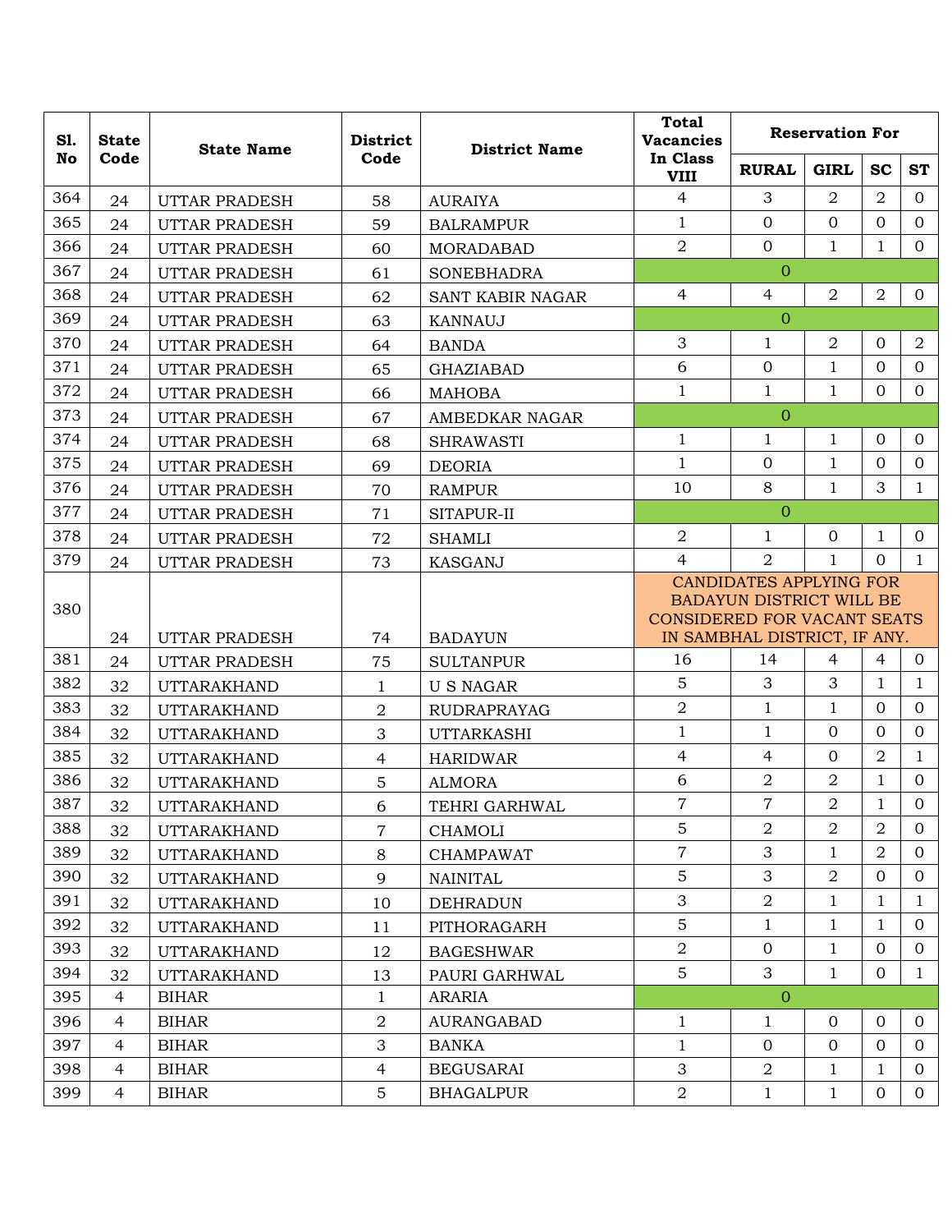| Sl. No | State Code | State Name | District Code | District Name | Total Vacancies In Class VIII | Reservation For | | | |
|---|---|---|---|---|---|---|---|---|---|
| | | | | | | RURAL | GIRL | SC | ST |
| 364 | 24 | UTTAR PRADESH | 58 | AURAIYA | 4 | 3 | 2 | 2 | 0 |
| 365 | 24 | UTTAR PRADESH | 59 | BALRAMPUR | 1 | 0 | 0 | 0 | 0 |
| 366 | 24 | UTTAR PRADESH | 60 | MORADABAD | 2 | 0 | 1 | 1 | 0 |
| 367 | 24 | UTTAR PRADESH | 61 | SONEBHADRA | 0 | | | | |
| 368 | 24 | UTTAR PRADESH | 62 | SANT KABIR NAGAR | 4 | 4 | 2 | 2 | 0 |
| 369 | 24 | UTTAR PRADESH | 63 | KANNAUJ | 0 | | | | |
| 370 | 24 | UTTAR PRADESH | 64 | BANDA | 3 | 1 | 2 | 0 | 2 |
| 371 | 24 | UTTAR PRADESH | 65 | GHAZIABAD | 6 | 0 | 1 | 0 | 0 |
| 372 | 24 | UTTAR PRADESH | 66 | MAHOBA | 1 | 1 | 1 | 0 | 0 |
| 373 | 24 | UTTAR PRADESH | 67 | AMBEDKAR NAGAR | 0 | | | | |
| 374 | 24 | UTTAR PRADESH | 68 | SHRAWASTI | 1 | 1 | 1 | 0 | 0 |
| 375 | 24 | UTTAR PRADESH | 69 | DEORIA | 1 | 0 | 1 | 0 | 0 |
| 376 | 24 | UTTAR PRADESH | 70 | RAMPUR | 10 | 8 | 1 | 3 | 1 |
| 377 | 24 | UTTAR PRADESH | 71 | SITAPUR-II | 0 | | | | |
| 378 | 24 | UTTAR PRADESH | 72 | SHAMLI | 2 | 1 | 0 | 1 | 0 |
| 379 | 24 | UTTAR PRADESH | 73 | KASGANJ | 4 | 2 | 1 | 0 | 1 |
| 380 | 24 | UTTAR PRADESH | 74 | BADAYUN | CANDIDATES APPLYING FOR BADAYUN DISTRICT WILL BE CONSIDERED FOR VACANT SEATS IN SAMBHAL DISTRICT, IF ANY. | | | | |
| 381 | 24 | UTTAR PRADESH | 75 | SULTANPUR | 16 | 14 | 4 | 4 | 0 |
| 382 | 32 | UTTARAKHAND | 1 | U S NAGAR | 5 | 3 | 3 | 1 | 1 |
| 383 | 32 | UTTARAKHAND | 2 | RUDRAPRAYAG | 2 | 1 | 1 | 0 | 0 |
| 384 | 32 | UTTARAKHAND | 3 | UTTARKASHI | 1 | 1 | 0 | 0 | 0 |
| 385 | 32 | UTTARAKHAND | 4 | HARIDWAR | 4 | 4 | 0 | 2 | 1 |
| 386 | 32 | UTTARAKHAND | 5 | ALMORA | 6 | 2 | 2 | 1 | 0 |
| 387 | 32 | UTTARAKHAND | 6 | TEHRI GARHWAL | 7 | 7 | 2 | 1 | 0 |
| 388 | 32 | UTTARAKHAND | 7 | CHAMOLI | 5 | 2 | 2 | 2 | 0 |
| 389 | 32 | UTTARAKHAND | 8 | CHAMPAWAT | 7 | 3 | 1 | 2 | 0 |
| 390 | 32 | UTTARAKHAND | 9 | NAINITAL | 5 | 3 | 2 | 0 | 0 |
| 391 | 32 | UTTARAKHAND | 10 | DEHRADUN | 3 | 2 | 1 | 1 | 1 |
| 392 | 32 | UTTARAKHAND | 11 | PITHORAGARH | 5 | 1 | 1 | 1 | 0 |
| 393 | 32 | UTTARAKHAND | 12 | BAGESHWAR | 2 | 0 | 1 | 0 | 0 |
| 394 | 32 | UTTARAKHAND | 13 | PAURI GARHWAL | 5 | 3 | 1 | 0 | 1 |
| 395 | 4 | BIHAR | 1 | ARARIA | 0 | | | | |
| 396 | 4 | BIHAR | 2 | AURANGABAD | 1 | 1 | 0 | 0 | 0 |
| 397 | 4 | BIHAR | 3 | BANKA | 1 | 0 | 0 | 0 | 0 |
| 398 | 4 | BIHAR | 4 | BEGUSARAI | 3 | 2 | 1 | 1 | 0 |
| 399 | 4 | BIHAR | 5 | BHAGALPUR | 2 | 1 | 1 | 0 | 0 |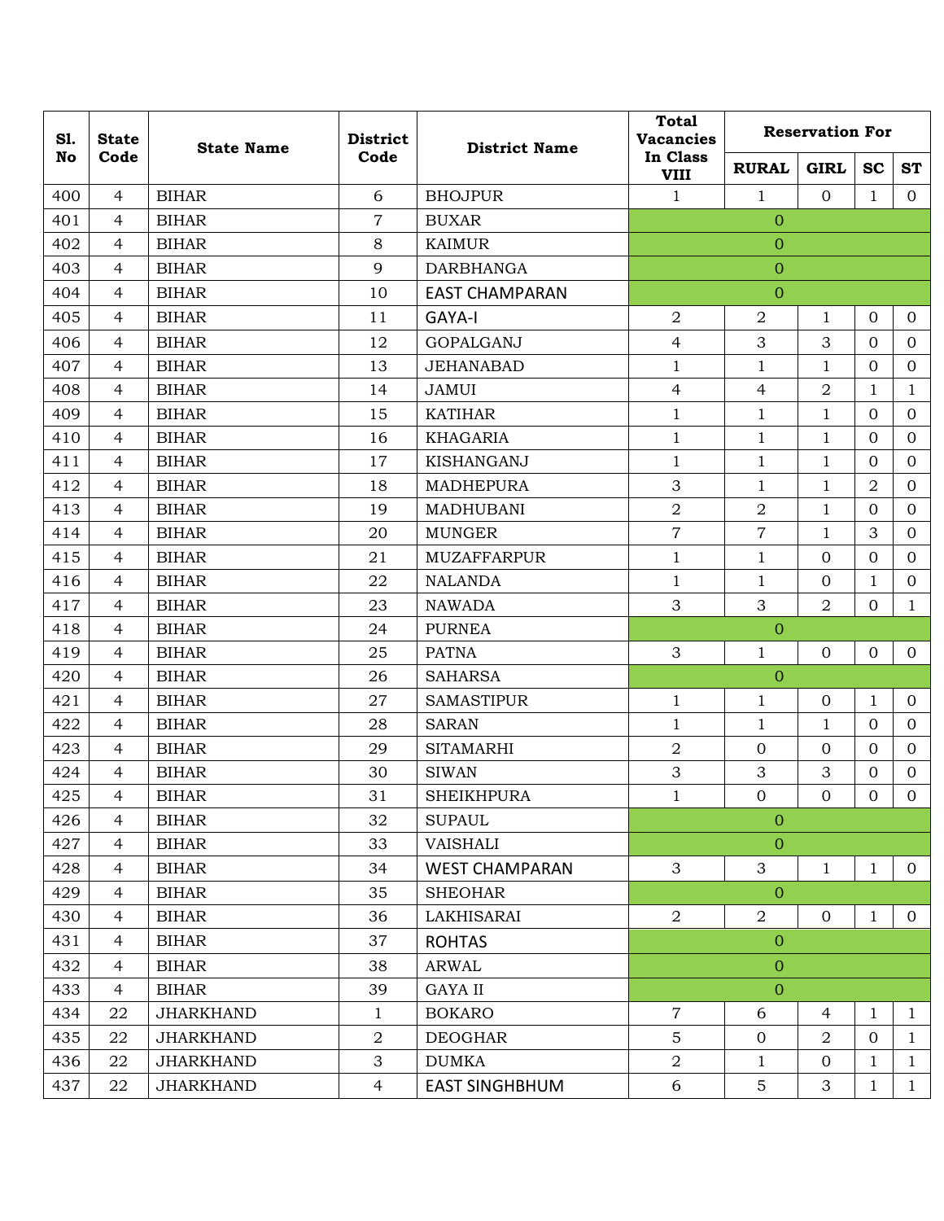| Sl. No | State Code | State Name | District Code | District Name | Total Vacancies In Class VIII | Reservation For | | | |
|---|---|---|---|---|---|---|---|---|---|
| | | | | | | RURAL | GIRL | SC | ST |
| 400 | 4 | BIHAR | 6 | BHOJPUR | 1 | 1 | 0 | 1 | 0 |
| 401 | 4 | BIHAR | 7 | BUXAR | 0 | | | | |
| 402 | 4 | BIHAR | 8 | KAIMUR | 0 | | | | |
| 403 | 4 | BIHAR | 9 | DARBHANGA | 0 | | | | |
| 404 | 4 | BIHAR | 10 | EAST CHAMPARAN | 0 | | | | |
| 405 | 4 | BIHAR | 11 | GAYA-I | 2 | 2 | 1 | 0 | 0 |
| 406 | 4 | BIHAR | 12 | GOPALGANJ | 4 | 3 | 3 | 0 | 0 |
| 407 | 4 | BIHAR | 13 | JEHANABAD | 1 | 1 | 1 | 0 | 0 |
| 408 | 4 | BIHAR | 14 | JAMUI | 4 | 4 | 2 | 1 | 1 |
| 409 | 4 | BIHAR | 15 | KATIHAR | 1 | 1 | 1 | 0 | 0 |
| 410 | 4 | BIHAR | 16 | KHAGARIA | 1 | 1 | 1 | 0 | 0 |
| 411 | 4 | BIHAR | 17 | KISHANGANJ | 1 | 1 | 1 | 0 | 0 |
| 412 | 4 | BIHAR | 18 | MADHEPURA | 3 | 1 | 1 | 2 | 0 |
| 413 | 4 | BIHAR | 19 | MADHUBANI | 2 | 2 | 1 | 0 | 0 |
| 414 | 4 | BIHAR | 20 | MUNGER | 7 | 7 | 1 | 3 | 0 |
| 415 | 4 | BIHAR | 21 | MUZAFFARPUR | 1 | 1 | 0 | 0 | 0 |
| 416 | 4 | BIHAR | 22 | NALANDA | 1 | 1 | 0 | 1 | 0 |
| 417 | 4 | BIHAR | 23 | NAWADA | 3 | 3 | 2 | 0 | 1 |
| 418 | 4 | BIHAR | 24 | PURNEA | 0 | | | | |
| 419 | 4 | BIHAR | 25 | PATNA | 3 | 1 | 0 | 0 | 0 |
| 420 | 4 | BIHAR | 26 | SAHARSA | 0 | | | | |
| 421 | 4 | BIHAR | 27 | SAMASTIPUR | 1 | 1 | 0 | 1 | 0 |
| 422 | 4 | BIHAR | 28 | SARAN | 1 | 1 | 1 | 0 | 0 |
| 423 | 4 | BIHAR | 29 | SITAMARHI | 2 | 0 | 0 | 0 | 0 |
| 424 | 4 | BIHAR | 30 | SIWAN | 3 | 3 | 3 | 0 | 0 |
| 425 | 4 | BIHAR | 31 | SHEIKHPURA | 1 | 0 | 0 | 0 | 0 |
| 426 | 4 | BIHAR | 32 | SUPAUL | 0 | | | | |
| 427 | 4 | BIHAR | 33 | VAISHALI | 0 | | | | |
| 428 | 4 | BIHAR | 34 | WEST CHAMPARAN | 3 | 3 | 1 | 1 | 0 |
| 429 | 4 | BIHAR | 35 | SHEOHAR | 0 | | | | |
| 430 | 4 | BIHAR | 36 | LAKHISARAI | 2 | 2 | 0 | 1 | 0 |
| 431 | 4 | BIHAR | 37 | ROHTAS | 0 | | | | |
| 432 | 4 | BIHAR | 38 | ARWAL | 0 | | | | |
| 433 | 4 | BIHAR | 39 | GAYA II | 0 | | | | |
| 434 | 22 | JHARKHAND | 1 | BOKARO | 7 | 6 | 4 | 1 | 1 |
| 435 | 22 | JHARKHAND | 2 | DEOGHAR | 5 | 0 | 2 | 0 | 1 |
| 436 | 22 | JHARKHAND | 3 | DUMKA | 2 | 1 | 0 | 1 | 1 |
| 437 | 22 | JHARKHAND | 4 | EAST SINGHBHUM | 6 | 5 | 3 | 1 | 1 |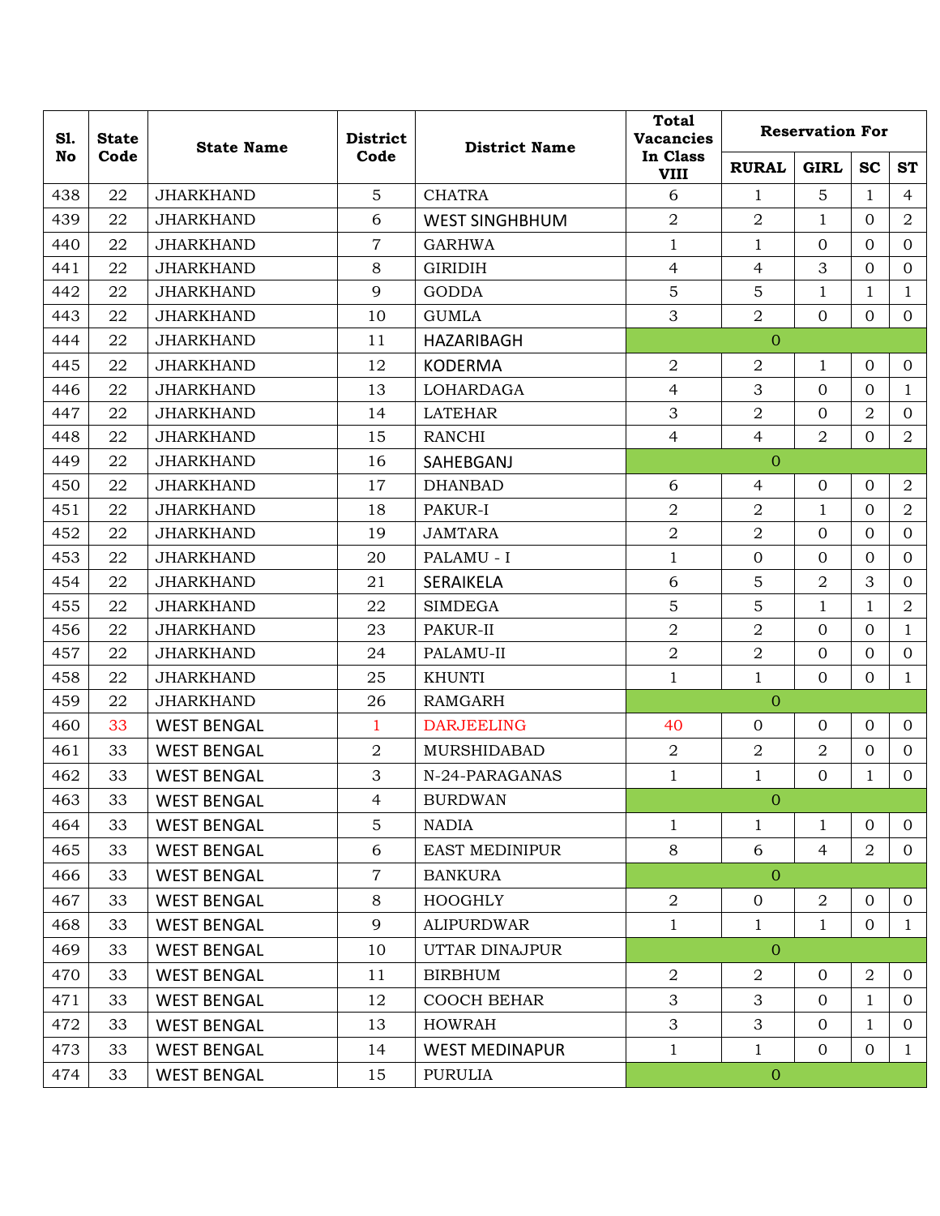| Sl. No | State Code | State Name | District Code | District Name | Total Vacancies In Class VIII | Reservation For | | | |
|---|---|---|---|---|---|---|---|---|---|
| | | | | | | RURAL | GIRL | SC | ST |
| 438 | 22 | JHARKHAND | 5 | CHATRA | 6 | 1 | 5 | 1 | 4 |
| 439 | 22 | JHARKHAND | 6 | WEST SINGHBHUM | 2 | 2 | 1 | 0 | 2 |
| 440 | 22 | JHARKHAND | 7 | GARHWA | 1 | 1 | 0 | 0 | 0 |
| 441 | 22 | JHARKHAND | 8 | GIRIDIH | 4 | 4 | 3 | 0 | 0 |
| 442 | 22 | JHARKHAND | 9 | GODDA | 5 | 5 | 1 | 1 | 1 |
| 443 | 22 | JHARKHAND | 10 | GUMLA | 3 | 2 | 0 | 0 | 0 |
| 444 | 22 | JHARKHAND | 11 | HAZARIBAGH | 0 | | | | |
| 445 | 22 | JHARKHAND | 12 | KODERMA | 2 | 2 | 1 | 0 | 0 |
| 446 | 22 | JHARKHAND | 13 | LOHARDAGA | 4 | 3 | 0 | 0 | 1 |
| 447 | 22 | JHARKHAND | 14 | LATEHAR | 3 | 2 | 0 | 2 | 0 |
| 448 | 22 | JHARKHAND | 15 | RANCHI | 4 | 4 | 2 | 0 | 2 |
| 449 | 22 | JHARKHAND | 16 | SAHEBGANJ | 0 | | | | |
| 450 | 22 | JHARKHAND | 17 | DHANBAD | 6 | 4 | 0 | 0 | 2 |
| 451 | 22 | JHARKHAND | 18 | PAKUR-I | 2 | 2 | 1 | 0 | 2 |
| 452 | 22 | JHARKHAND | 19 | JAMTARA | 2 | 2 | 0 | 0 | 0 |
| 453 | 22 | JHARKHAND | 20 | PALAMU - I | 1 | 0 | 0 | 0 | 0 |
| 454 | 22 | JHARKHAND | 21 | SERAIKELA | 6 | 5 | 2 | 3 | 0 |
| 455 | 22 | JHARKHAND | 22 | SIMDEGA | 5 | 5 | 1 | 1 | 2 |
| 456 | 22 | JHARKHAND | 23 | PAKUR-II | 2 | 2 | 0 | 0 | 1 |
| 457 | 22 | JHARKHAND | 24 | PALAMU-II | 2 | 2 | 0 | 0 | 0 |
| 458 | 22 | JHARKHAND | 25 | KHUNTI | 1 | 1 | 0 | 0 | 1 |
| 459 | 22 | JHARKHAND | 26 | RAMGARH | 0 | | | | |
| 460 | 33 | WEST BENGAL | 1 | DARJEELING | 40 | 0 | 0 | 0 | 0 |
| 461 | 33 | WEST BENGAL | 2 | MURSHIDABAD | 2 | 2 | 2 | 0 | 0 |
| 462 | 33 | WEST BENGAL | 3 | N-24-PARAGANAS | 1 | 1 | 0 | 1 | 0 |
| 463 | 33 | WEST BENGAL | 4 | BURDWAN | 0 | | | | |
| 464 | 33 | WEST BENGAL | 5 | NADIA | 1 | 1 | 1 | 0 | 0 |
| 465 | 33 | WEST BENGAL | 6 | EAST MEDINIPUR | 8 | 6 | 4 | 2 | 0 |
| 466 | 33 | WEST BENGAL | 7 | BANKURA | 0 | | | | |
| 467 | 33 | WEST BENGAL | 8 | HOOGHLY | 2 | 0 | 2 | 0 | 0 |
| 468 | 33 | WEST BENGAL | 9 | ALIPURDWAR | 1 | 1 | 1 | 0 | 1 |
| 469 | 33 | WEST BENGAL | 10 | UTTAR DINAJPUR | 0 | | | | |
| 470 | 33 | WEST BENGAL | 11 | BIRBHUM | 2 | 2 | 0 | 2 | 0 |
| 471 | 33 | WEST BENGAL | 12 | COOCH BEHAR | 3 | 3 | 0 | 1 | 0 |
| 472 | 33 | WEST BENGAL | 13 | HOWRAH | 3 | 3 | 0 | 1 | 0 |
| 473 | 33 | WEST BENGAL | 14 | WEST MEDINAPUR | 1 | 1 | 0 | 0 | 1 |
| 474 | 33 | WEST BENGAL | 15 | PURULIA | 0 | | | | |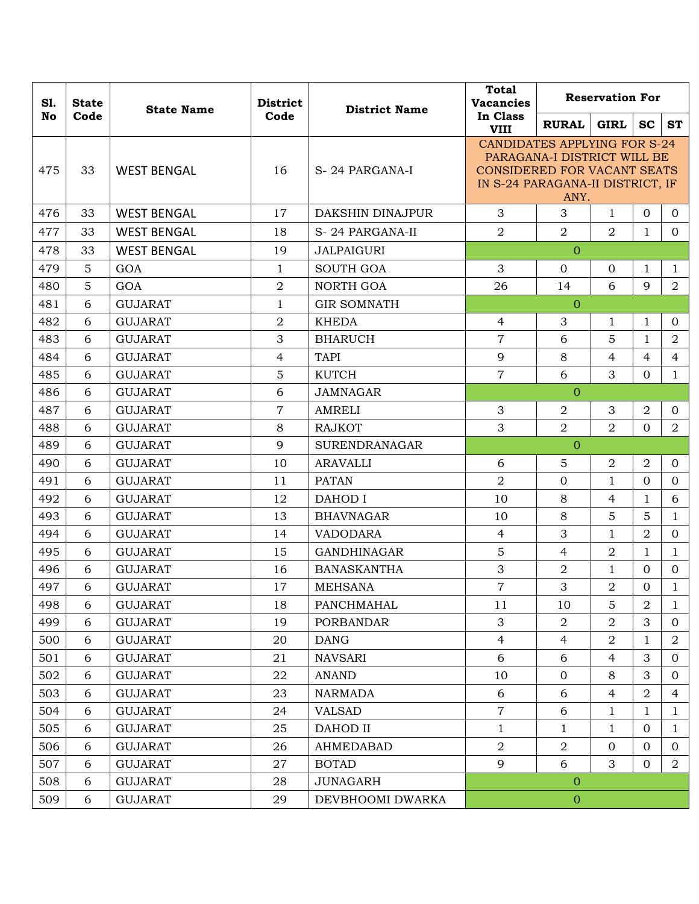| Sl. No | State Code | State Name | District Code | District Name | Total Vacancies In Class VIII | Reservation For | | | |
|---|---|---|---|---|---|---|---|---|---|
| | | | | | | RURAL | GIRL | SC | ST |
| 475 | 33 | WEST BENGAL | 16 | S- 24 PARGANA-I | CANDIDATES APPLYING FOR S-24 PARAGANA-I DISTRICT WILL BE CONSIDERED FOR VACANT SEATS IN S-24 PARAGANA-II DISTRICT, IF ANY. | | | | |
| 476 | 33 | WEST BENGAL | 17 | DAKSHIN DINAJPUR | 3 | 3 | 1 | 0 | 0 |
| 477 | 33 | WEST BENGAL | 18 | S- 24 PARGANA-II | 2 | 2 | 2 | 1 | 0 |
| 478 | 33 | WEST BENGAL | 19 | JALPAIGURI | 0 | | | | |
| 479 | 5 | GOA | 1 | SOUTH GOA | 3 | 0 | 0 | 1 | 1 |
| 480 | 5 | GOA | 2 | NORTH GOA | 26 | 14 | 6 | 9 | 2 |
| 481 | 6 | GUJARAT | 1 | GIR SOMNATH | 0 | | | | |
| 482 | 6 | GUJARAT | 2 | KHEDA | 4 | 3 | 1 | 1 | 0 |
| 483 | 6 | GUJARAT | 3 | BHARUCH | 7 | 6 | 5 | 1 | 2 |
| 484 | 6 | GUJARAT | 4 | TAPI | 9 | 8 | 4 | 4 | 4 |
| 485 | 6 | GUJARAT | 5 | KUTCH | 7 | 6 | 3 | 0 | 1 |
| 486 | 6 | GUJARAT | 6 | JAMNAGAR | 0 | | | | |
| 487 | 6 | GUJARAT | 7 | AMRELI | 3 | 2 | 3 | 2 | 0 |
| 488 | 6 | GUJARAT | 8 | RAJKOT | 3 | 2 | 2 | 0 | 2 |
| 489 | 6 | GUJARAT | 9 | SURENDRANAGAR | 0 | | | | |
| 490 | 6 | GUJARAT | 10 | ARAVALLI | 6 | 5 | 2 | 2 | 0 |
| 491 | 6 | GUJARAT | 11 | PATAN | 2 | 0 | 1 | 0 | 0 |
| 492 | 6 | GUJARAT | 12 | DAHOD I | 10 | 8 | 4 | 1 | 6 |
| 493 | 6 | GUJARAT | 13 | BHAVNAGAR | 10 | 8 | 5 | 5 | 1 |
| 494 | 6 | GUJARAT | 14 | VADODARA | 4 | 3 | 1 | 2 | 0 |
| 495 | 6 | GUJARAT | 15 | GANDHINAGAR | 5 | 4 | 2 | 1 | 1 |
| 496 | 6 | GUJARAT | 16 | BANASKANTHA | 3 | 2 | 1 | 0 | 0 |
| 497 | 6 | GUJARAT | 17 | MEHSANA | 7 | 3 | 2 | 0 | 1 |
| 498 | 6 | GUJARAT | 18 | PANCHMAHAL | 11 | 10 | 5 | 2 | 1 |
| 499 | 6 | GUJARAT | 19 | PORBANDAR | 3 | 2 | 2 | 3 | 0 |
| 500 | 6 | GUJARAT | 20 | DANG | 4 | 4 | 2 | 1 | 2 |
| 501 | 6 | GUJARAT | 21 | NAVSARI | 6 | 6 | 4 | 3 | 0 |
| 502 | 6 | GUJARAT | 22 | ANAND | 10 | 0 | 8 | 3 | 0 |
| 503 | 6 | GUJARAT | 23 | NARMADA | 6 | 6 | 4 | 2 | 4 |
| 504 | 6 | GUJARAT | 24 | VALSAD | 7 | 6 | 1 | 1 | 1 |
| 505 | 6 | GUJARAT | 25 | DAHOD II | 1 | 1 | 1 | 0 | 1 |
| 506 | 6 | GUJARAT | 26 | AHMEDABAD | 2 | 2 | 0 | 0 | 0 |
| 507 | 6 | GUJARAT | 27 | BOTAD | 9 | 6 | 3 | 0 | 2 |
| 508 | 6 | GUJARAT | 28 | JUNAGARH | 0 | | | | |
| 509 | 6 | GUJARAT | 29 | DEVBHOOMI DWARKA | 0 | | | | |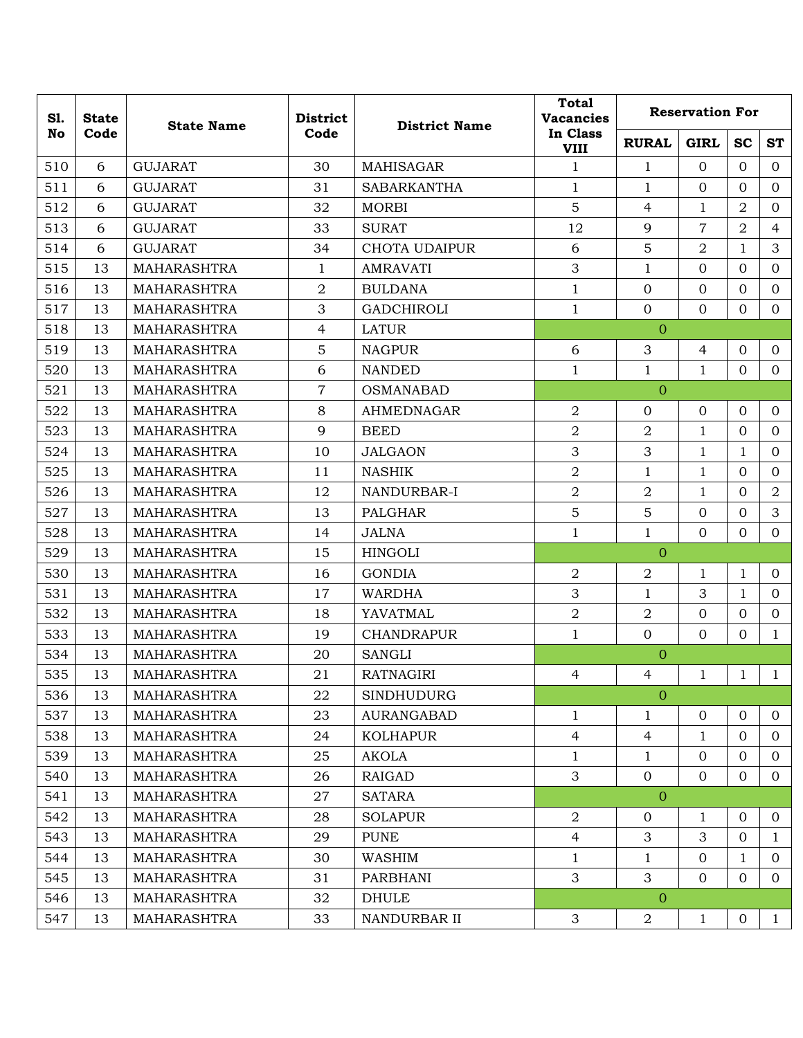| Sl. No | State Code | State Name | District Code | District Name | Total Vacancies In Class VIII | Reservation For | | | |
|---|---|---|---|---|---|---|---|---|---|
| | | | | | | RURAL | GIRL | SC | ST |
| 510 | 6 | GUJARAT | 30 | MAHISAGAR | 1 | 1 | 0 | 0 | 0 |
| 511 | 6 | GUJARAT | 31 | SABARKANTHA | 1 | 1 | 0 | 0 | 0 |
| 512 | 6 | GUJARAT | 32 | MORBI | 5 | 4 | 1 | 2 | 0 |
| 513 | 6 | GUJARAT | 33 | SURAT | 12 | 9 | 7 | 2 | 4 |
| 514 | 6 | GUJARAT | 34 | CHOTA UDAIPUR | 6 | 5 | 2 | 1 | 3 |
| 515 | 13 | MAHARASHTRA | 1 | AMRAVATI | 3 | 1 | 0 | 0 | 0 |
| 516 | 13 | MAHARASHTRA | 2 | BULDANA | 1 | 0 | 0 | 0 | 0 |
| 517 | 13 | MAHARASHTRA | 3 | GADCHIROLI | 1 | 0 | 0 | 0 | 0 |
| 518 | 13 | MAHARASHTRA | 4 | LATUR | 0 | | | | |
| 519 | 13 | MAHARASHTRA | 5 | NAGPUR | 6 | 3 | 4 | 0 | 0 |
| 520 | 13 | MAHARASHTRA | 6 | NANDED | 1 | 1 | 1 | 0 | 0 |
| 521 | 13 | MAHARASHTRA | 7 | OSMANABAD | 0 | | | | |
| 522 | 13 | MAHARASHTRA | 8 | AHMEDNAGAR | 2 | 0 | 0 | 0 | 0 |
| 523 | 13 | MAHARASHTRA | 9 | BEED | 2 | 2 | 1 | 0 | 0 |
| 524 | 13 | MAHARASHTRA | 10 | JALGAON | 3 | 3 | 1 | 1 | 0 |
| 525 | 13 | MAHARASHTRA | 11 | NASHIK | 2 | 1 | 1 | 0 | 0 |
| 526 | 13 | MAHARASHTRA | 12 | NANDURBAR-I | 2 | 2 | 1 | 0 | 2 |
| 527 | 13 | MAHARASHTRA | 13 | PALGHAR | 5 | 5 | 0 | 0 | 3 |
| 528 | 13 | MAHARASHTRA | 14 | JALNA | 1 | 1 | 0 | 0 | 0 |
| 529 | 13 | MAHARASHTRA | 15 | HINGOLI | 0 | | | | |
| 530 | 13 | MAHARASHTRA | 16 | GONDIA | 2 | 2 | 1 | 1 | 0 |
| 531 | 13 | MAHARASHTRA | 17 | WARDHA | 3 | 1 | 3 | 1 | 0 |
| 532 | 13 | MAHARASHTRA | 18 | YAVATMAL | 2 | 2 | 0 | 0 | 0 |
| 533 | 13 | MAHARASHTRA | 19 | CHANDRAPUR | 1 | 0 | 0 | 0 | 1 |
| 534 | 13 | MAHARASHTRA | 20 | SANGLI | 0 | | | | |
| 535 | 13 | MAHARASHTRA | 21 | RATNAGIRI | 4 | 4 | 1 | 1 | 1 |
| 536 | 13 | MAHARASHTRA | 22 | SINDHUDURG | 0 | | | | |
| 537 | 13 | MAHARASHTRA | 23 | AURANGABAD | 1 | 1 | 0 | 0 | 0 |
| 538 | 13 | MAHARASHTRA | 24 | KOLHAPUR | 4 | 4 | 1 | 0 | 0 |
| 539 | 13 | MAHARASHTRA | 25 | AKOLA | 1 | 1 | 0 | 0 | 0 |
| 540 | 13 | MAHARASHTRA | 26 | RAIGAD | 3 | 0 | 0 | 0 | 0 |
| 541 | 13 | MAHARASHTRA | 27 | SATARA | 0 | | | | |
| 542 | 13 | MAHARASHTRA | 28 | SOLAPUR | 2 | 0 | 1 | 0 | 0 |
| 543 | 13 | MAHARASHTRA | 29 | PUNE | 4 | 3 | 3 | 0 | 1 |
| 544 | 13 | MAHARASHTRA | 30 | WASHIM | 1 | 1 | 0 | 1 | 0 |
| 545 | 13 | MAHARASHTRA | 31 | PARBHANI | 3 | 3 | 0 | 0 | 0 |
| 546 | 13 | MAHARASHTRA | 32 | DHULE | 0 | | | | |
| 547 | 13 | MAHARASHTRA | 33 | NANDURBAR II | 3 | 2 | 1 | 0 | 1 |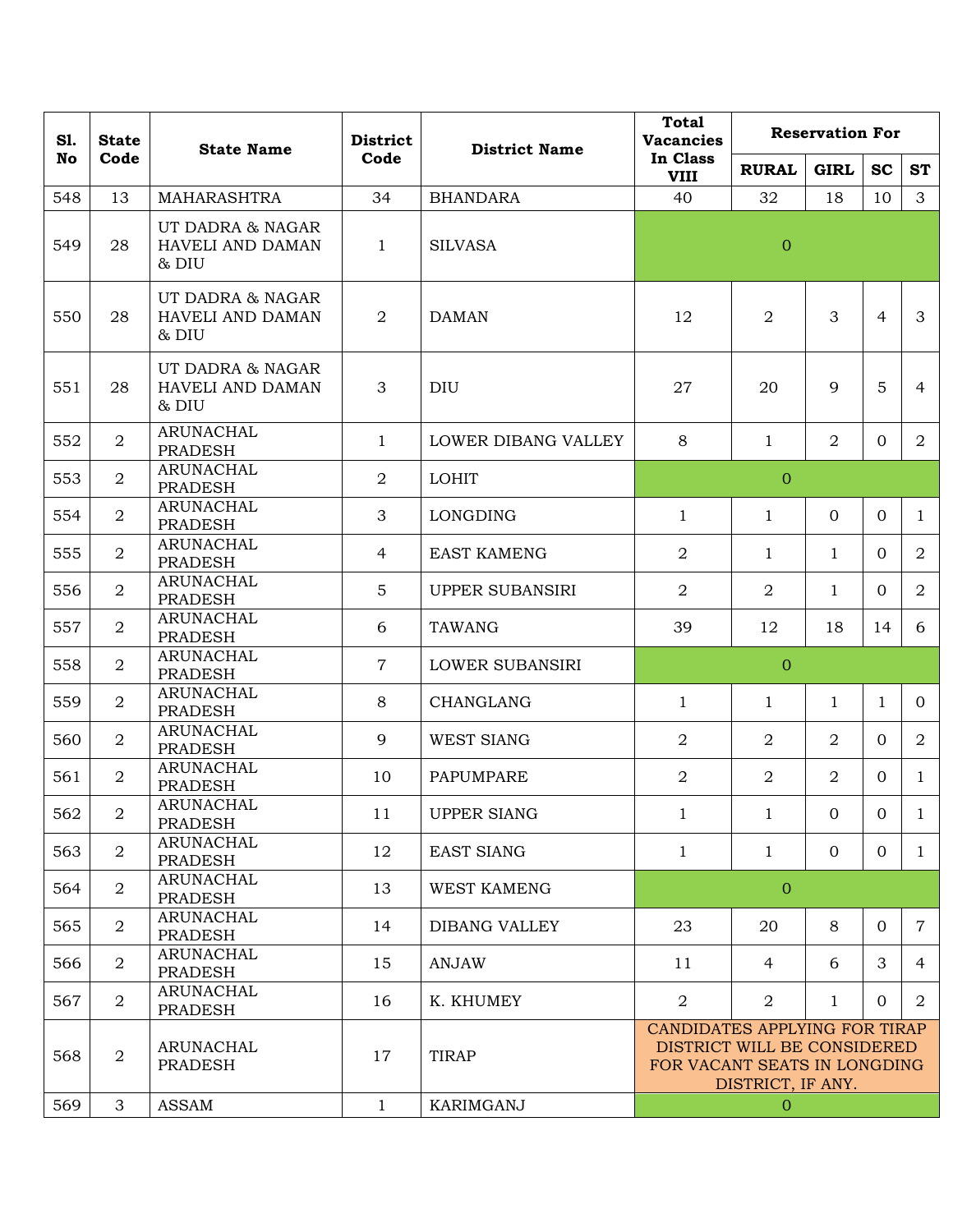| Sl. No | State Code | State Name | District Code | District Name | Total Vacancies In Class VIII | Reservation For | | | |
|---|---|---|---|---|---|---|---|---|---|
| | | | | | | RURAL | GIRL | SC | ST |
| 548 | 13 | MAHARASHTRA | 34 | BHANDARA | 40 | 32 | 18 | 10 | 3 |
| 549 | 28 | UT DADRA & NAGAR HAVELI AND DAMAN & DIU | 1 | SILVASA | 0 | | | | |
| 550 | 28 | UT DADRA & NAGAR HAVELI AND DAMAN & DIU | 2 | DAMAN | 12 | 2 | 3 | 4 | 3 |
| 551 | 28 | UT DADRA & NAGAR HAVELI AND DAMAN & DIU | 3 | DIU | 27 | 20 | 9 | 5 | 4 |
| 552 | 2 | ARUNACHAL PRADESH | 1 | LOWER DIBANG VALLEY | 8 | 1 | 2 | 0 | 2 |
| 553 | 2 | ARUNACHAL PRADESH | 2 | LOHIT | 0 | | | | |
| 554 | 2 | ARUNACHAL PRADESH | 3 | LONGDING | 1 | 1 | 0 | 0 | 1 |
| 555 | 2 | ARUNACHAL PRADESH | 4 | EAST KAMENG | 2 | 1 | 1 | 0 | 2 |
| 556 | 2 | ARUNACHAL PRADESH | 5 | UPPER SUBANSIRI | 2 | 2 | 1 | 0 | 2 |
| 557 | 2 | ARUNACHAL PRADESH | 6 | TAWANG | 39 | 12 | 18 | 14 | 6 |
| 558 | 2 | ARUNACHAL PRADESH | 7 | LOWER SUBANSIRI | 0 | | | | |
| 559 | 2 | ARUNACHAL PRADESH | 8 | CHANGLANG | 1 | 1 | 1 | 1 | 0 |
| 560 | 2 | ARUNACHAL PRADESH | 9 | WEST SIANG | 2 | 2 | 2 | 0 | 2 |
| 561 | 2 | ARUNACHAL PRADESH | 10 | PAPUMPARE | 2 | 2 | 2 | 0 | 1 |
| 562 | 2 | ARUNACHAL PRADESH | 11 | UPPER SIANG | 1 | 1 | 0 | 0 | 1 |
| 563 | 2 | ARUNACHAL PRADESH | 12 | EAST SIANG | 1 | 1 | 0 | 0 | 1 |
| 564 | 2 | ARUNACHAL PRADESH | 13 | WEST KAMENG | 0 | | | | |
| 565 | 2 | ARUNACHAL PRADESH | 14 | DIBANG VALLEY | 23 | 20 | 8 | 0 | 7 |
| 566 | 2 | ARUNACHAL PRADESH | 15 | ANJAW | 11 | 4 | 6 | 3 | 4 |
| 567 | 2 | ARUNACHAL PRADESH | 16 | K. KHUMEY | 2 | 2 | 1 | 0 | 2 |
| 568 | 2 | ARUNACHAL PRADESH | 17 | TIRAP | CANDIDATES APPLYING FOR TIRAP DISTRICT WILL BE CONSIDERED FOR VACANT SEATS IN LONGDING DISTRICT, IF ANY. | | | | |
| 569 | 3 | ASSAM | 1 | KARIMGANJ | 0 | | | | |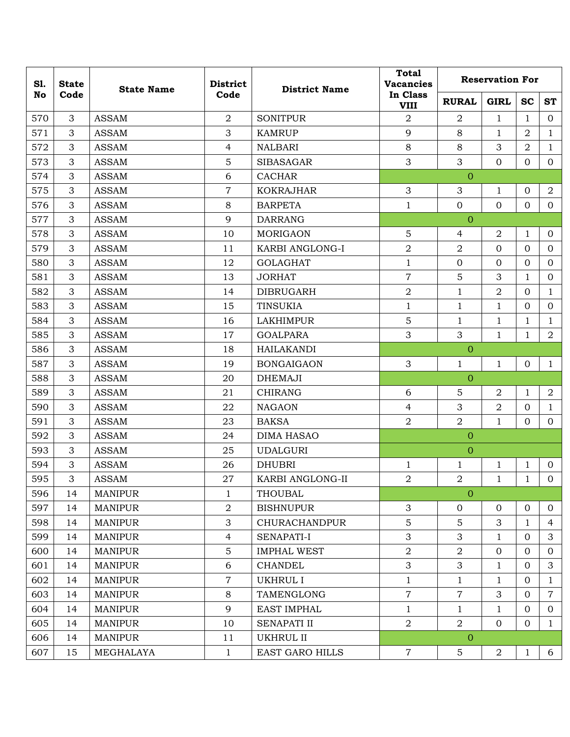| Sl. No | State Code | State Name | District Code | District Name | Total Vacancies In Class VIII | Reservation For | | | |
|---|---|---|---|---|---|---|---|---|---|
| | | | | | | RURAL | GIRL | SC | ST |
| 570 | 3 | ASSAM | 2 | SONITPUR | 2 | 2 | 1 | 1 | 0 |
| 571 | 3 | ASSAM | 3 | KAMRUP | 9 | 8 | 1 | 2 | 1 |
| 572 | 3 | ASSAM | 4 | NALBARI | 8 | 8 | 3 | 2 | 1 |
| 573 | 3 | ASSAM | 5 | SIBASAGAR | 3 | 3 | 0 | 0 | 0 |
| 574 | 3 | ASSAM | 6 | CACHAR | 0 | | | | |
| 575 | 3 | ASSAM | 7 | KOKRAJHAR | 3 | 3 | 1 | 0 | 2 |
| 576 | 3 | ASSAM | 8 | BARPETA | 1 | 0 | 0 | 0 | 0 |
| 577 | 3 | ASSAM | 9 | DARRANG | 0 | | | | |
| 578 | 3 | ASSAM | 10 | MORIGAON | 5 | 4 | 2 | 1 | 0 |
| 579 | 3 | ASSAM | 11 | KARBI ANGLONG-I | 2 | 2 | 0 | 0 | 0 |
| 580 | 3 | ASSAM | 12 | GOLAGHAT | 1 | 0 | 0 | 0 | 0 |
| 581 | 3 | ASSAM | 13 | JORHAT | 7 | 5 | 3 | 1 | 0 |
| 582 | 3 | ASSAM | 14 | DIBRUGARH | 2 | 1 | 2 | 0 | 1 |
| 583 | 3 | ASSAM | 15 | TINSUKIA | 1 | 1 | 1 | 0 | 0 |
| 584 | 3 | ASSAM | 16 | LAKHIMPUR | 5 | 1 | 1 | 1 | 1 |
| 585 | 3 | ASSAM | 17 | GOALPARA | 3 | 3 | 1 | 1 | 2 |
| 586 | 3 | ASSAM | 18 | HAILAKANDI | 0 | | | | |
| 587 | 3 | ASSAM | 19 | BONGAIGAON | 3 | 1 | 1 | 0 | 1 |
| 588 | 3 | ASSAM | 20 | DHEMAJI | 0 | | | | |
| 589 | 3 | ASSAM | 21 | CHIRANG | 6 | 5 | 2 | 1 | 2 |
| 590 | 3 | ASSAM | 22 | NAGAON | 4 | 3 | 2 | 0 | 1 |
| 591 | 3 | ASSAM | 23 | BAKSA | 2 | 2 | 1 | 0 | 0 |
| 592 | 3 | ASSAM | 24 | DIMA HASAO | 0 | | | | |
| 593 | 3 | ASSAM | 25 | UDALGURI | 0 | | | | |
| 594 | 3 | ASSAM | 26 | DHUBRI | 1 | 1 | 1 | 1 | 0 |
| 595 | 3 | ASSAM | 27 | KARBI ANGLONG-II | 2 | 2 | 1 | 1 | 0 |
| 596 | 14 | MANIPUR | 1 | THOUBAL | 0 | | | | |
| 597 | 14 | MANIPUR | 2 | BISHNUPUR | 3 | 0 | 0 | 0 | 0 |
| 598 | 14 | MANIPUR | 3 | CHURACHANDPUR | 5 | 5 | 3 | 1 | 4 |
| 599 | 14 | MANIPUR | 4 | SENAPATI-I | 3 | 3 | 1 | 0 | 3 |
| 600 | 14 | MANIPUR | 5 | IMPHAL WEST | 2 | 2 | 0 | 0 | 0 |
| 601 | 14 | MANIPUR | 6 | CHANDEL | 3 | 3 | 1 | 0 | 3 |
| 602 | 14 | MANIPUR | 7 | UKHRUL I | 1 | 1 | 1 | 0 | 1 |
| 603 | 14 | MANIPUR | 8 | TAMENGLONG | 7 | 7 | 3 | 0 | 7 |
| 604 | 14 | MANIPUR | 9 | EAST IMPHAL | 1 | 1 | 1 | 0 | 0 |
| 605 | 14 | MANIPUR | 10 | SENAPATI II | 2 | 2 | 0 | 0 | 1 |
| 606 | 14 | MANIPUR | 11 | UKHRUL II | 0 | | | | |
| 607 | 15 | MEGHALAYA | 1 | EAST GARO HILLS | 7 | 5 | 2 | 1 | 6 |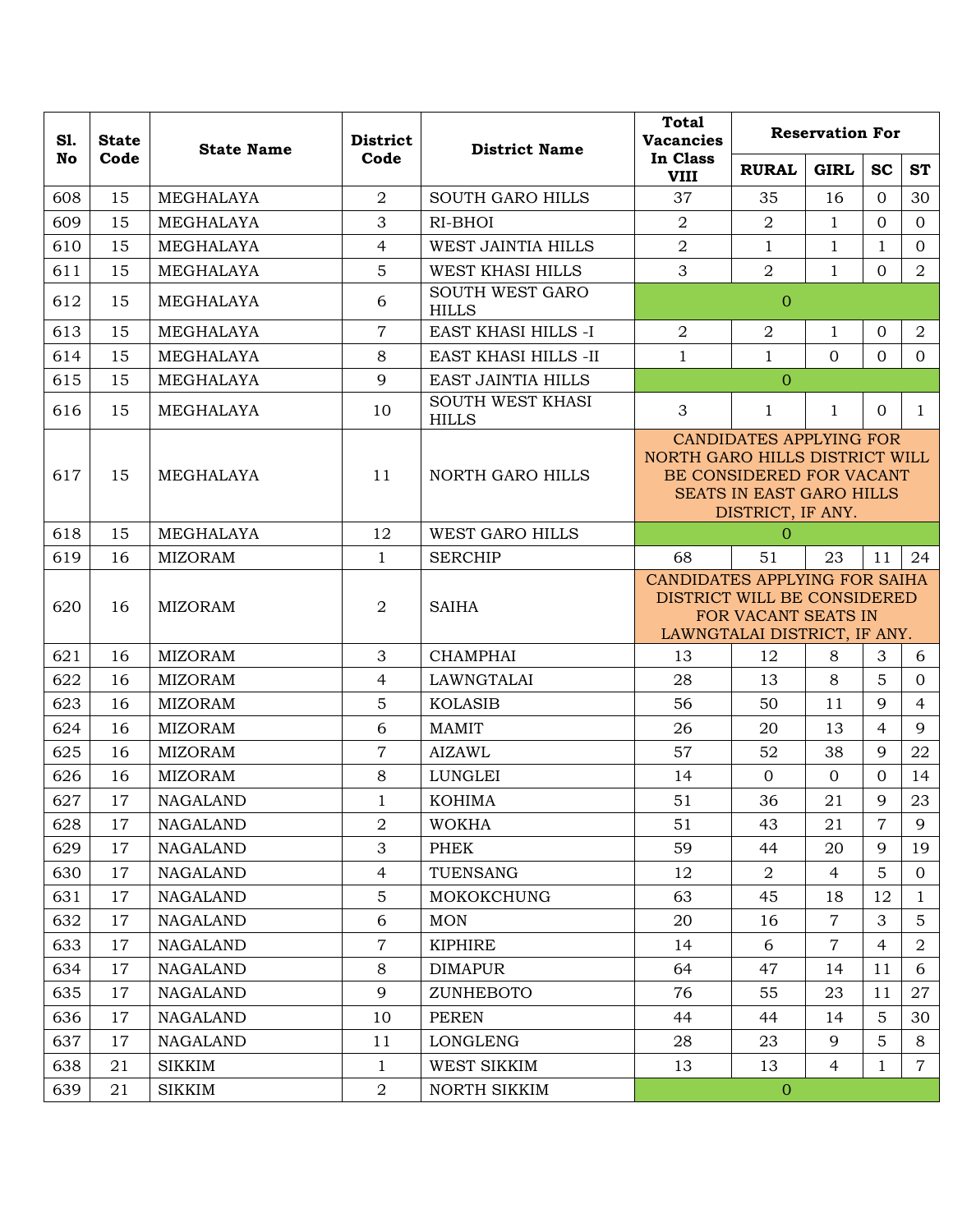| Sl. No | State Code | State Name | District Code | District Name | Total Vacancies In Class VIII | Reservation For | | | |
|---|---|---|---|---|---|---|---|---|---|
| | | | | | | RURAL | GIRL | SC | ST |
| 608 | 15 | MEGHALAYA | 2 | SOUTH GARO HILLS | 37 | 35 | 16 | 0 | 30 |
| 609 | 15 | MEGHALAYA | 3 | RI-BHOI | 2 | 2 | 1 | 0 | 0 |
| 610 | 15 | MEGHALAYA | 4 | WEST JAINTIA HILLS | 2 | 1 | 1 | 1 | 0 |
| 611 | 15 | MEGHALAYA | 5 | WEST KHASI HILLS | 3 | 2 | 1 | 0 | 2 |
| 612 | 15 | MEGHALAYA | 6 | SOUTH WEST GARO HILLS | 0 | | | | |
| 613 | 15 | MEGHALAYA | 7 | EAST KHASI HILLS -I | 2 | 2 | 1 | 0 | 2 |
| 614 | 15 | MEGHALAYA | 8 | EAST KHASI HILLS -II | 1 | 1 | 0 | 0 | 0 |
| 615 | 15 | MEGHALAYA | 9 | EAST JAINTIA HILLS | 0 | | | | |
| 616 | 15 | MEGHALAYA | 10 | SOUTH WEST KHASI HILLS | 3 | 1 | 1 | 0 | 1 |
| 617 | 15 | MEGHALAYA | 11 | NORTH GARO HILLS | CANDIDATES APPLYING FOR NORTH GARO HILLS DISTRICT WILL BE CONSIDERED FOR VACANT SEATS IN EAST GARO HILLS DISTRICT, IF ANY. | | | | |
| 618 | 15 | MEGHALAYA | 12 | WEST GARO HILLS | 0 | | | | |
| 619 | 16 | MIZORAM | 1 | SERCHIP | 68 | 51 | 23 | 11 | 24 |
| 620 | 16 | MIZORAM | 2 | SAIHA | CANDIDATES APPLYING FOR SAIHA DISTRICT WILL BE CONSIDERED FOR VACANT SEATS IN LAWNGTALAI DISTRICT, IF ANY. | | | | |
| 621 | 16 | MIZORAM | 3 | CHAMPHAI | 13 | 12 | 8 | 3 | 6 |
| 622 | 16 | MIZORAM | 4 | LAWNGTALAI | 28 | 13 | 8 | 5 | 0 |
| 623 | 16 | MIZORAM | 5 | KOLASIB | 56 | 50 | 11 | 9 | 4 |
| 624 | 16 | MIZORAM | 6 | MAMIT | 26 | 20 | 13 | 4 | 9 |
| 625 | 16 | MIZORAM | 7 | AIZAWL | 57 | 52 | 38 | 9 | 22 |
| 626 | 16 | MIZORAM | 8 | LUNGLEI | 14 | 0 | 0 | 0 | 14 |
| 627 | 17 | NAGALAND | 1 | KOHIMA | 51 | 36 | 21 | 9 | 23 |
| 628 | 17 | NAGALAND | 2 | WOKHA | 51 | 43 | 21 | 7 | 9 |
| 629 | 17 | NAGALAND | 3 | PHEK | 59 | 44 | 20 | 9 | 19 |
| 630 | 17 | NAGALAND | 4 | TUENSANG | 12 | 2 | 4 | 5 | 0 |
| 631 | 17 | NAGALAND | 5 | MOKOKCHUNG | 63 | 45 | 18 | 12 | 1 |
| 632 | 17 | NAGALAND | 6 | MON | 20 | 16 | 7 | 3 | 5 |
| 633 | 17 | NAGALAND | 7 | KIPHIRE | 14 | 6 | 7 | 4 | 2 |
| 634 | 17 | NAGALAND | 8 | DIMAPUR | 64 | 47 | 14 | 11 | 6 |
| 635 | 17 | NAGALAND | 9 | ZUNHEBOTO | 76 | 55 | 23 | 11 | 27 |
| 636 | 17 | NAGALAND | 10 | PEREN | 44 | 44 | 14 | 5 | 30 |
| 637 | 17 | NAGALAND | 11 | LONGLENG | 28 | 23 | 9 | 5 | 8 |
| 638 | 21 | SIKKIM | 1 | WEST SIKKIM | 13 | 13 | 4 | 1 | 7 |
| 639 | 21 | SIKKIM | 2 | NORTH SIKKIM | 0 | | | | |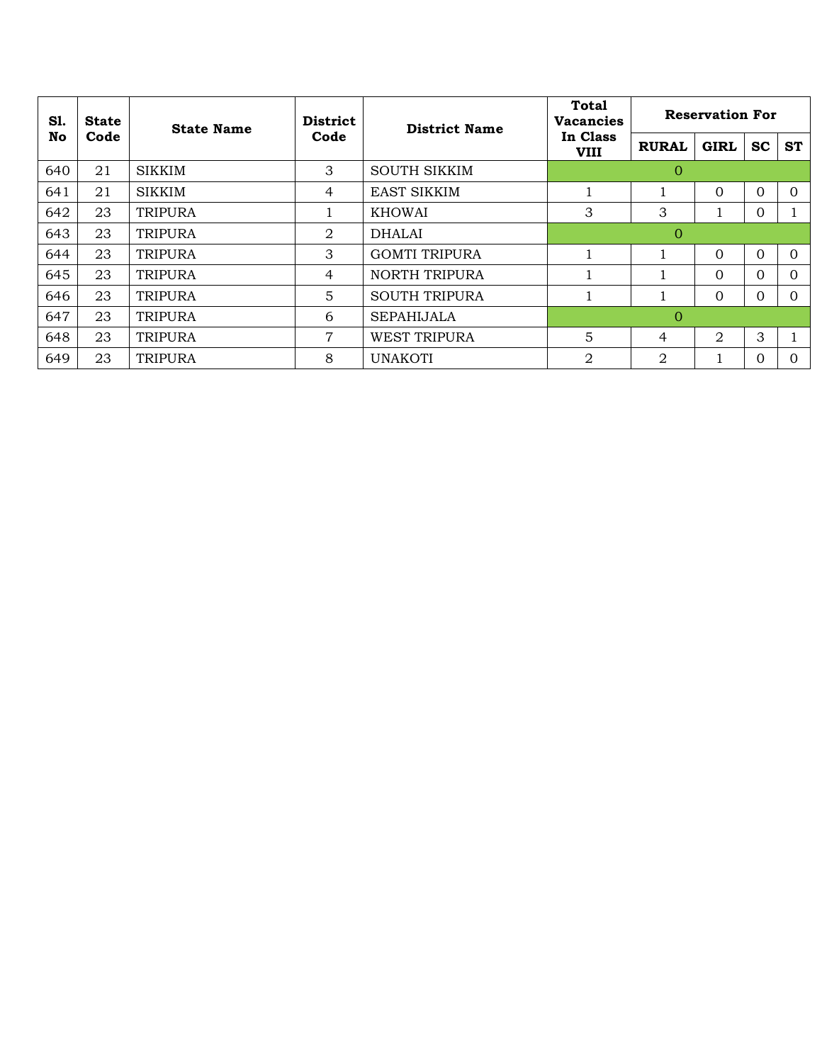| Sl. No | State Code | State Name | District Code | District Name | Total Vacancies In Class VIII | Reservation For | | | |
|---|---|---|---|---|---|---|---|---|---|
| | | | | | | RURAL | GIRL | SC | ST |
| 640 | 21 | SIKKIM | 3 | SOUTH SIKKIM | 0 | | | | |
| 641 | 21 | SIKKIM | 4 | EAST SIKKIM | 1 | 1 | 0 | 0 | 0 |
| 642 | 23 | TRIPURA | 1 | KHOWAI | 3 | 3 | 1 | 0 | 1 |
| 643 | 23 | TRIPURA | 2 | DHALAI | 0 | | | | |
| 644 | 23 | TRIPURA | 3 | GOMTI TRIPURA | 1 | 1 | 0 | 0 | 0 |
| 645 | 23 | TRIPURA | 4 | NORTH TRIPURA | 1 | 1 | 0 | 0 | 0 |
| 646 | 23 | TRIPURA | 5 | SOUTH TRIPURA | 1 | 1 | 0 | 0 | 0 |
| 647 | 23 | TRIPURA | 6 | SEPAHIJALA | 0 | | | | |
| 648 | 23 | TRIPURA | 7 | WEST TRIPURA | 5 | 4 | 2 | 3 | 1 |
| 649 | 23 | TRIPURA | 8 | UNAKOTI | 2 | 2 | 1 | 0 | 0 |